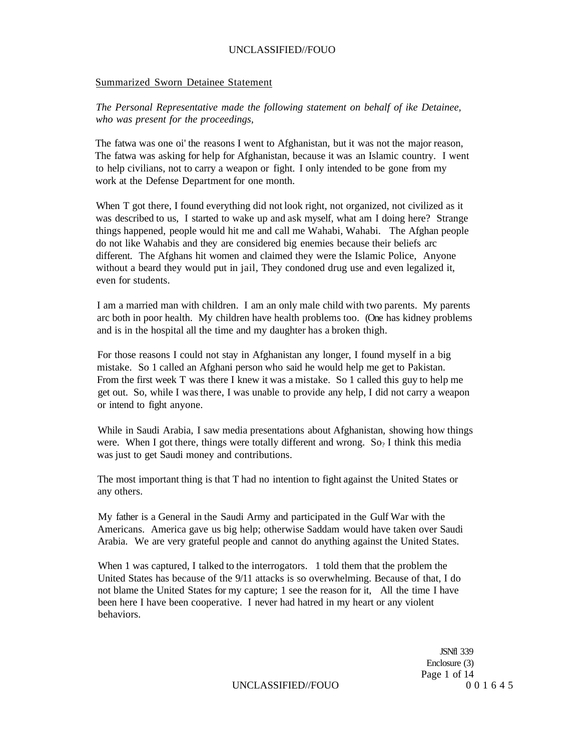## Summarized Sworn Detainee Statement

*The Personal Representative made the following statement on behalf of ike Detainee, who was present for the proceedings,*

The fatwa was one oi' the reasons I went to Afghanistan, but it was not the major reason, The fatwa was asking for help for Afghanistan, because it was an Islamic country. I went to help civilians, not to carry a weapon or fight. I only intended to be gone from my work at the Defense Department for one month.

When T got there, I found everything did not look right, not organized, not civilized as it was described to us, I started to wake up and ask myself, what am I doing here? Strange things happened, people would hit me and call me Wahabi, Wahabi. The Afghan people do not like Wahabis and they are considered big enemies because their beliefs arc different. The Afghans hit women and claimed they were the Islamic Police, Anyone without a beard they would put in jail, They condoned drug use and even legalized it, even for students.

I am a married man with children. I am an only male child with two parents. My parents arc both in poor health. My children have health problems too. (One has kidney problems and is in the hospital all the time and my daughter has a broken thigh.

For those reasons I could not stay in Afghanistan any longer, I found myself in a big mistake. So 1 called an Afghani person who said he would help me get to Pakistan. From the first week T was there I knew it was a mistake. So 1 called this guy to help me get out. So, while I was there, I was unable to provide any help, I did not carry a weapon or intend to fight anyone.

While in Saudi Arabia, I saw media presentations about Afghanistan, showing how things were. When I got there, things were totally different and wrong. So? I think this media was just to get Saudi money and contributions.

The most important thing is that T had no intention to fight against the United States or any others.

My father is a General in the Saudi Army and participated in the Gulf War with the Americans. America gave us big help; otherwise Saddam would have taken over Saudi Arabia. We are very grateful people and cannot do anything against the United States.

When 1 was captured, I talked to the interrogators. 1 told them that the problem the United States has because of the 9/11 attacks is so overwhelming. Because of that, I do not blame the United States for my capture; 1 see the reason for it, All the time I have been here I have been cooperative. I never had hatred in my heart or any violent behaviors.

JSNfl 339
Enclosure (3)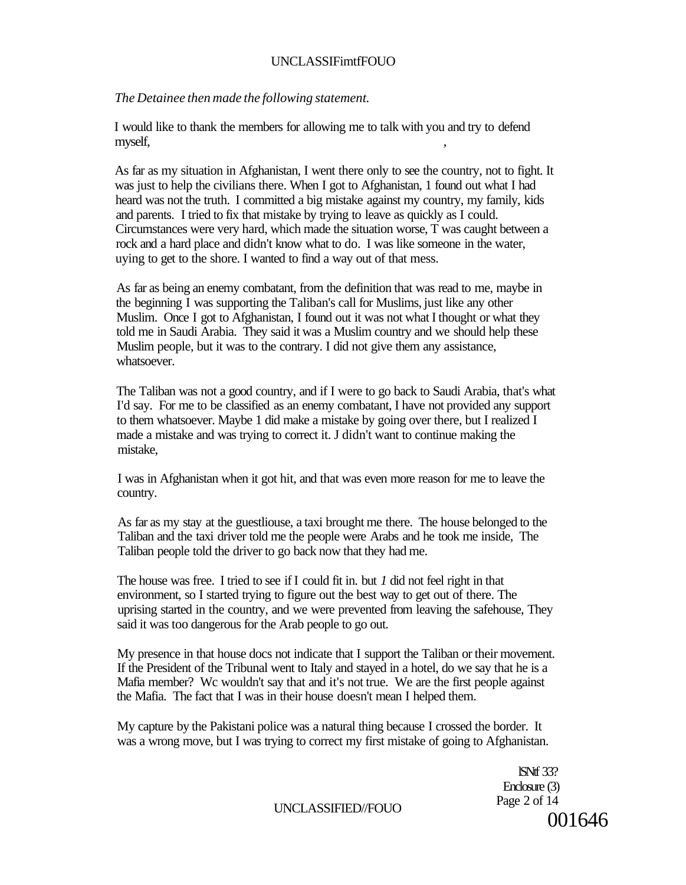*The Detainee then made the following statement.*

I would like to thank the members for allowing me to talk with you and try to defend myself,

As far as my situation in Afghanistan, I went there only to see the country, not to fight. It was just to help the civilians there. When I got to Afghanistan, 1 found out what I had heard was not the truth. I committed a big mistake against my country, my family, kids and parents. I tried to fix that mistake by trying to leave as quickly as I could. Circumstances were very hard, which made the situation worse, T was caught between a rock and a hard place and didn't know what to do. I was like someone in the water, uying to get to the shore. I wanted to find a way out of that mess.

As far as being an enemy combatant, from the definition that was read to me, maybe in the beginning I was supporting the Taliban's call for Muslims, just like any other Muslim. Once I got to Afghanistan, I found out it was not what I thought or what they told me in Saudi Arabia. They said it was a Muslim country and we should help these Muslim people, but it was to the contrary. I did not give them any assistance, whatsoever.

The Taliban was not a good country, and if I were to go back to Saudi Arabia, that's what I'd say. For me to be classified as an enemy combatant, I have not provided any support to them whatsoever. Maybe 1 did make a mistake by going over there, but I realized I made a mistake and was trying to correct it. J didn't want to continue making the mistake,

I was in Afghanistan when it got hit, and that was even more reason for me to leave the country.

As far as my stay at the guestliouse, a taxi brought me there. The house belonged to the Taliban and the taxi driver told me the people were Arabs and he took me inside, The Taliban people told the driver to go back now that they had me.

The house was free. I tried to see if I could fit in. but *1* did not feel right in that environment, so I started trying to figure out the best way to get out of there. The uprising started in the country, and we were prevented from leaving the safehouse, They said it was too dangerous for the Arab people to go out.

My presence in that house docs not indicate that I support the Taliban or their movement. If the President of the Tribunal went to Italy and stayed in a hotel, do we say that he is a Mafia member? Wc wouldn't say that and it's not true. We are the first people against the Mafia. The fact that I was in their house doesn't mean I helped them.

My capture by the Pakistani police was a natural thing because I crossed the border. It was a wrong move, but I was trying to correct my first mistake of going to Afghanistan.

ISN# 33?
Enclosure (3)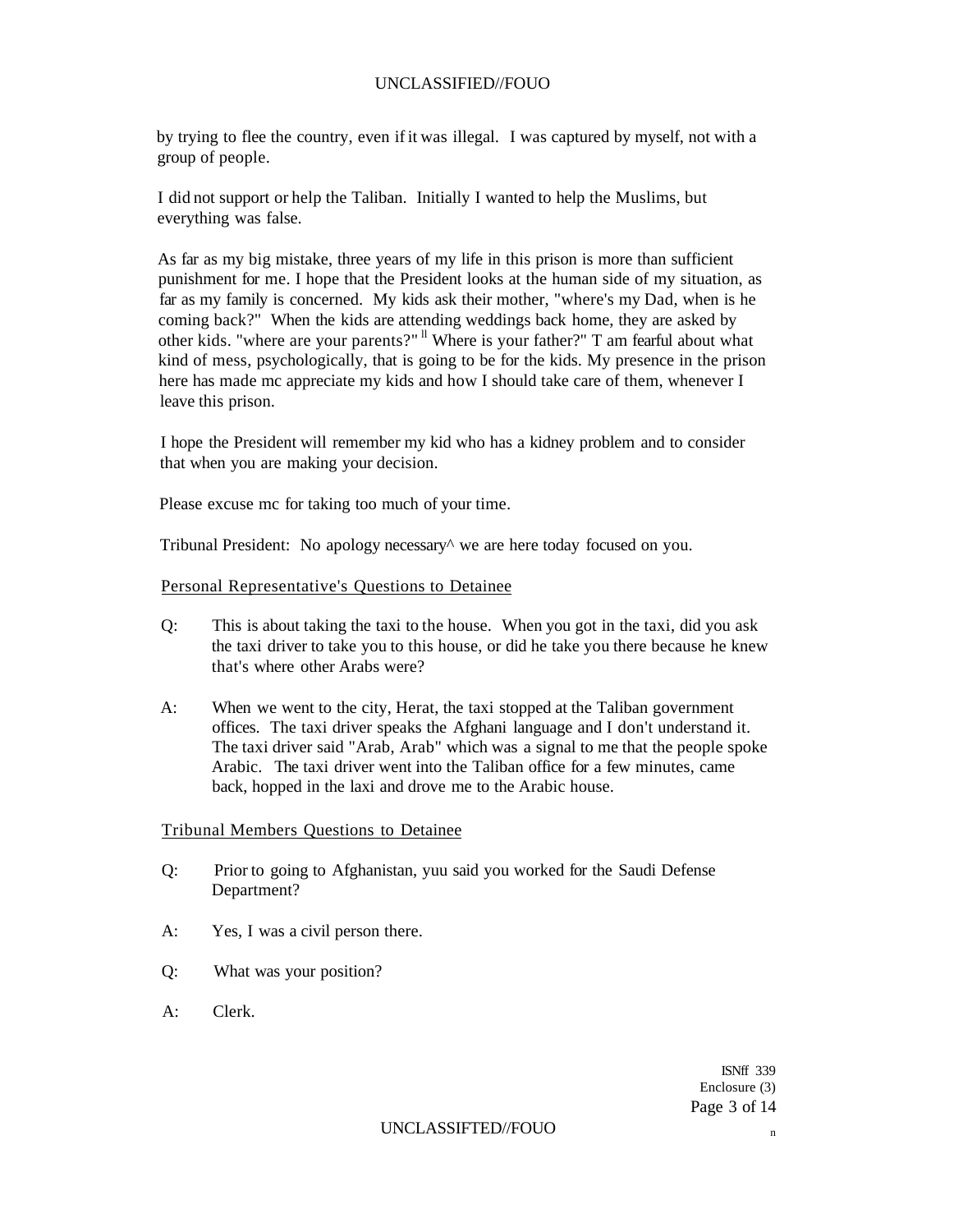by trying to flee the country, even if it was illegal. I was captured by myself, not with a group of people.

I did not support or help the Taliban. Initially I wanted to help the Muslims, but everything was false.

As far as my big mistake, three years of my life in this prison is more than sufficient punishment for me. I hope that the President looks at the human side of my situation, as far as my family is concerned. My kids ask their mother, "where's my Dad, when is he coming back?" When the kids are attending weddings back home, they are asked by other kids. "where are your parents?" Where is your father?" T am fearful about what kind of mess, psychologically, that is going to be for the kids. My presence in the prison here has made mc appreciate my kids and how I should take care of them, whenever I leave this prison.

I hope the President will remember my kid who has a kidney problem and to consider that when you are making your decision.

Please excuse mc for taking too much of your time.

Tribunal President: No apology necessary^ we are here today focused on you.

Personal Representative's Questions to Detainee

Q: This is about taking the taxi to the house. When you got in the taxi, did you ask the taxi driver to take you to this house, or did he take you there because he knew that's where other Arabs were?

A: When we went to the city, Herat, the taxi stopped at the Taliban government offices. The taxi driver speaks the Afghani language and I don't understand it. The taxi driver said "Arab, Arab" which was a signal to me that the people spoke Arabic. The taxi driver went into the Taliban office for a few minutes, came back, hopped in the laxi and drove me to the Arabic house.

Tribunal Members Questions to Detainee

Q: Prior to going to Afghanistan, yuu said you worked for the Saudi Defense Department?

A: Yes, I was a civil person there.

Q: What was your position?

A: Clerk.

ISNff 339
Enclosure (3)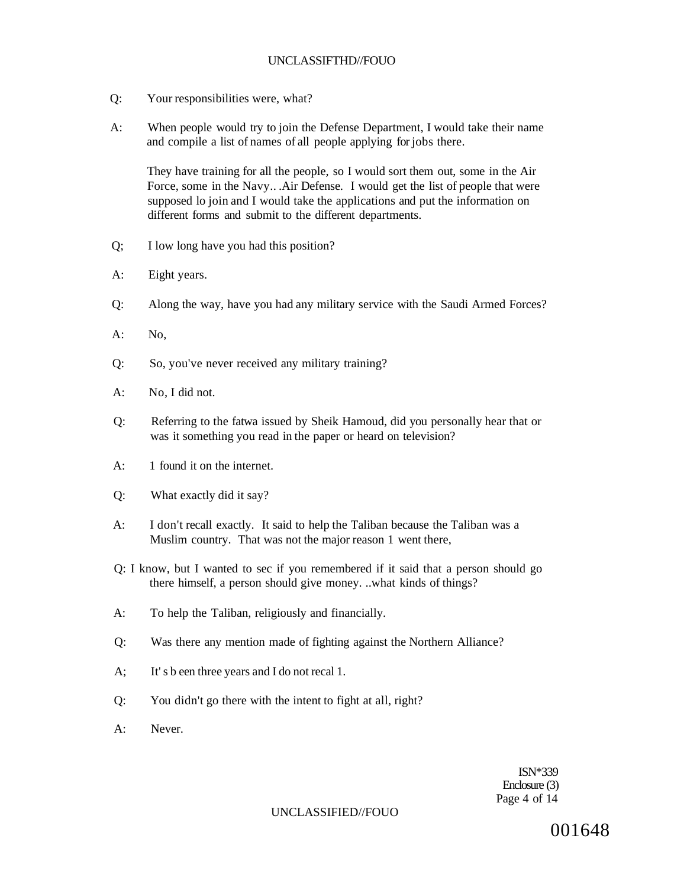Q: Your responsibilities were, what?

A: When people would try to join the Defense Department, I would take their name and compile a list of names of all people applying for jobs there.

They have training for all the people, so I would sort them out, some in the Air Force, some in the Navy.. .Air Defense. I would get the list of people that were supposed lo join and I would take the applications and put the information on different forms and submit to the different departments.

Q; I low long have you had this position?

A: Eight years.

Q: Along the way, have you had any military service with the Saudi Armed Forces?

A: No,

Q: So, you've never received any military training?

A: No, I did not.

Q: Referring to the fatwa issued by Sheik Hamoud, did you personally hear that or was it something you read in the paper or heard on television?

A: 1 found it on the internet.

Q: What exactly did it say?

A: I don't recall exactly. It said to help the Taliban because the Taliban was a Muslim country. That was not the major reason 1 went there,

Q: I know, but I wanted to sec if you remembered if it said that a person should go there himself, a person should give money. ..what kinds of things?

A: To help the Taliban, religiously and financially.

Q: Was there any mention made of fighting against the Northern Alliance?

A; It' s b een three years and I do not recal 1.

Q: You didn't go there with the intent to fight at all, right?

A: Never.

ISN*339
Enclosure (3)

001648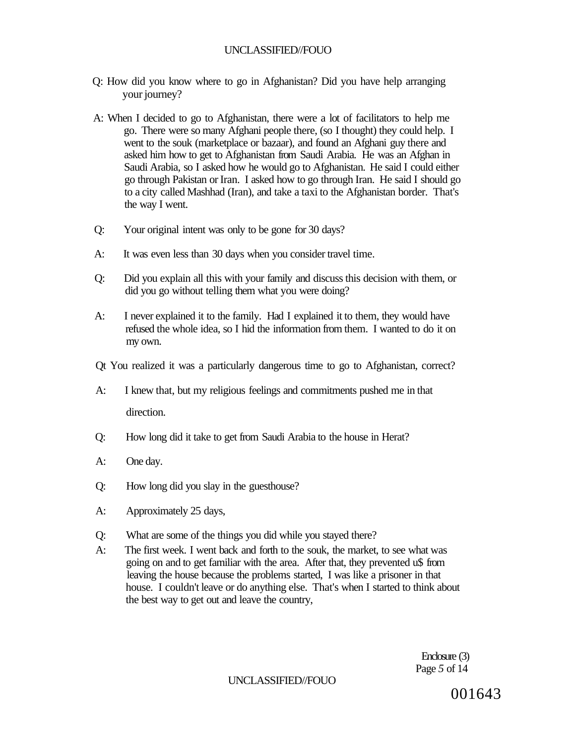Q: How did you know where to go in Afghanistan? Did you have help arranging your journey?

A: When I decided to go to Afghanistan, there were a lot of facilitators to help me go. There were so many Afghani people there, (so I thought) they could help. I went to the souk (marketplace or bazaar), and found an Afghani guy there and asked him how to get to Afghanistan from Saudi Arabia. He was an Afghan in Saudi Arabia, so I asked how he would go to Afghanistan. He said I could either go through Pakistan or Iran. I asked how to go through Iran. He said I should go to a city called Mashhad (Iran), and take a taxi to the Afghanistan border. That's the way I went.

Q: Your original intent was only to be gone for 30 days?

A: It was even less than 30 days when you consider travel time.

Q: Did you explain all this with your family and discuss this decision with them, or did you go without telling them what you were doing?

A: I never explained it to the family. Had I explained it to them, they would have refused the whole idea, so I hid the information from them. I wanted to do it on my own.

Qt You realized it was a particularly dangerous time to go to Afghanistan, correct?

A: I knew that, but my religious feelings and commitments pushed me in that direction.

Q: How long did it take to get from Saudi Arabia to the house in Herat?

A: One day.

Q: How long did you slay in the guesthouse?

A: Approximately 25 days,

Q: What are some of the things you did while you stayed there?

A: The first week. I went back and forth to the souk, the market, to see what was going on and to get familiar with the area. After that, they prevented u$ from leaving the house because the problems started, I was like a prisoner in that house. I couldn't leave or do anything else. That's when I started to think about the best way to get out and leave the country,

Enclosure (3)

001643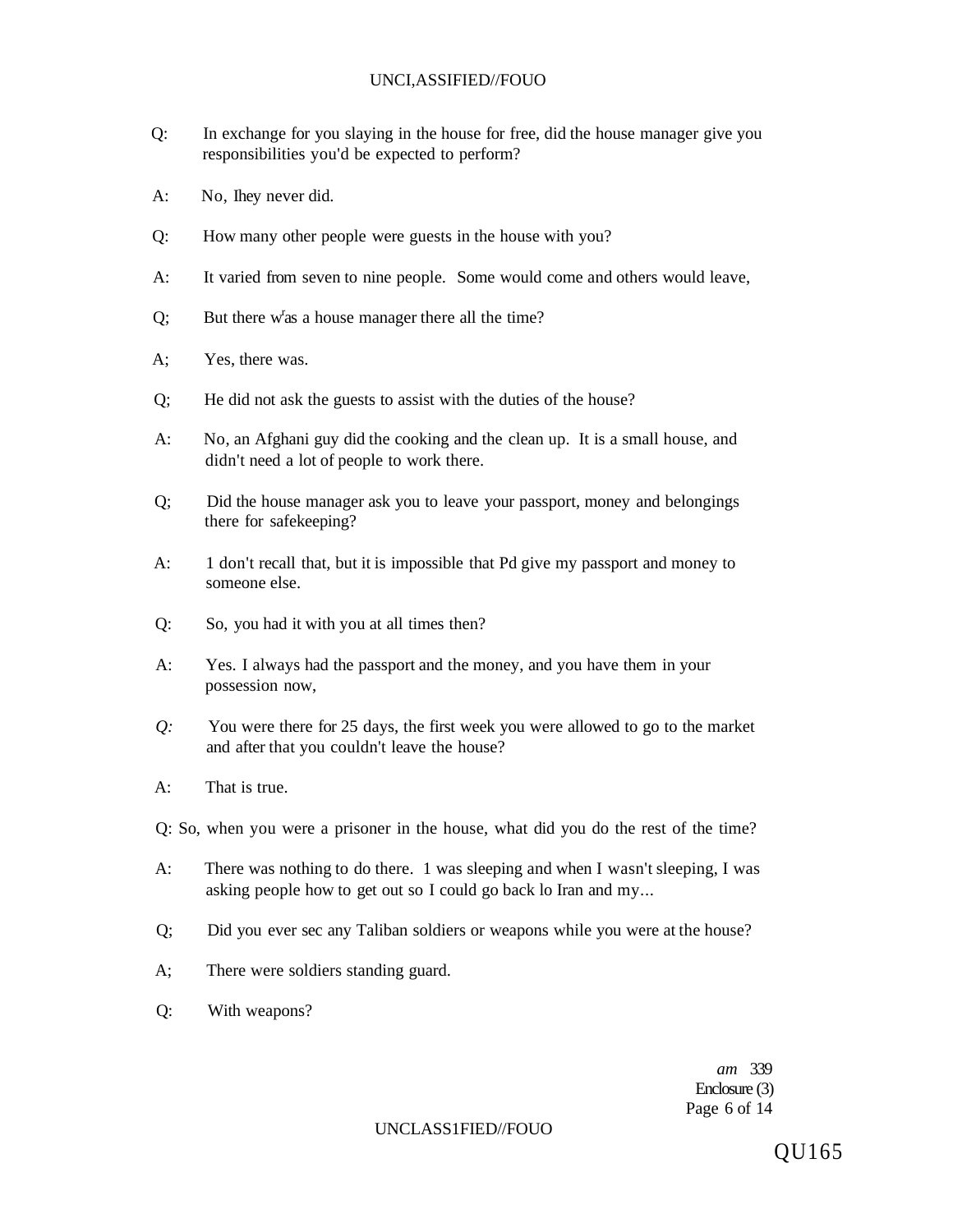Q: In exchange for you slaying in the house for free, did the house manager give you responsibilities you'd be expected to perform?

A: No, Ihey never did.

Q: How many other people were guests in the house with you?

A: It varied from seven to nine people. Some would come and others would leave,

Q; But there was a house manager there all the time?

A; Yes, there was.

Q; He did not ask the guests to assist with the duties of the house?

A: No, an Afghani guy did the cooking and the clean up. It is a small house, and didn't need a lot of people to work there.

Q; Did the house manager ask you to leave your passport, money and belongings there for safekeeping?

A: 1 don't recall that, but it is impossible that Pd give my passport and money to someone else.

Q: So, you had it with you at all times then?

A: Yes. I always had the passport and the money, and you have them in your possession now,

*Q:* You were there for 25 days, the first week you were allowed to go to the market and after that you couldn't leave the house?

A: That is true.

Q: So, when you were a prisoner in the house, what did you do the rest of the time?

A: There was nothing to do there. 1 was sleeping and when I wasn't sleeping, I was asking people how to get out so I could go back lo Iran and my...

Q; Did you ever sec any Taliban soldiers or weapons while you were at the house?

A; There were soldiers standing guard.

Q: With weapons?

*am* 339
Enclosure (3)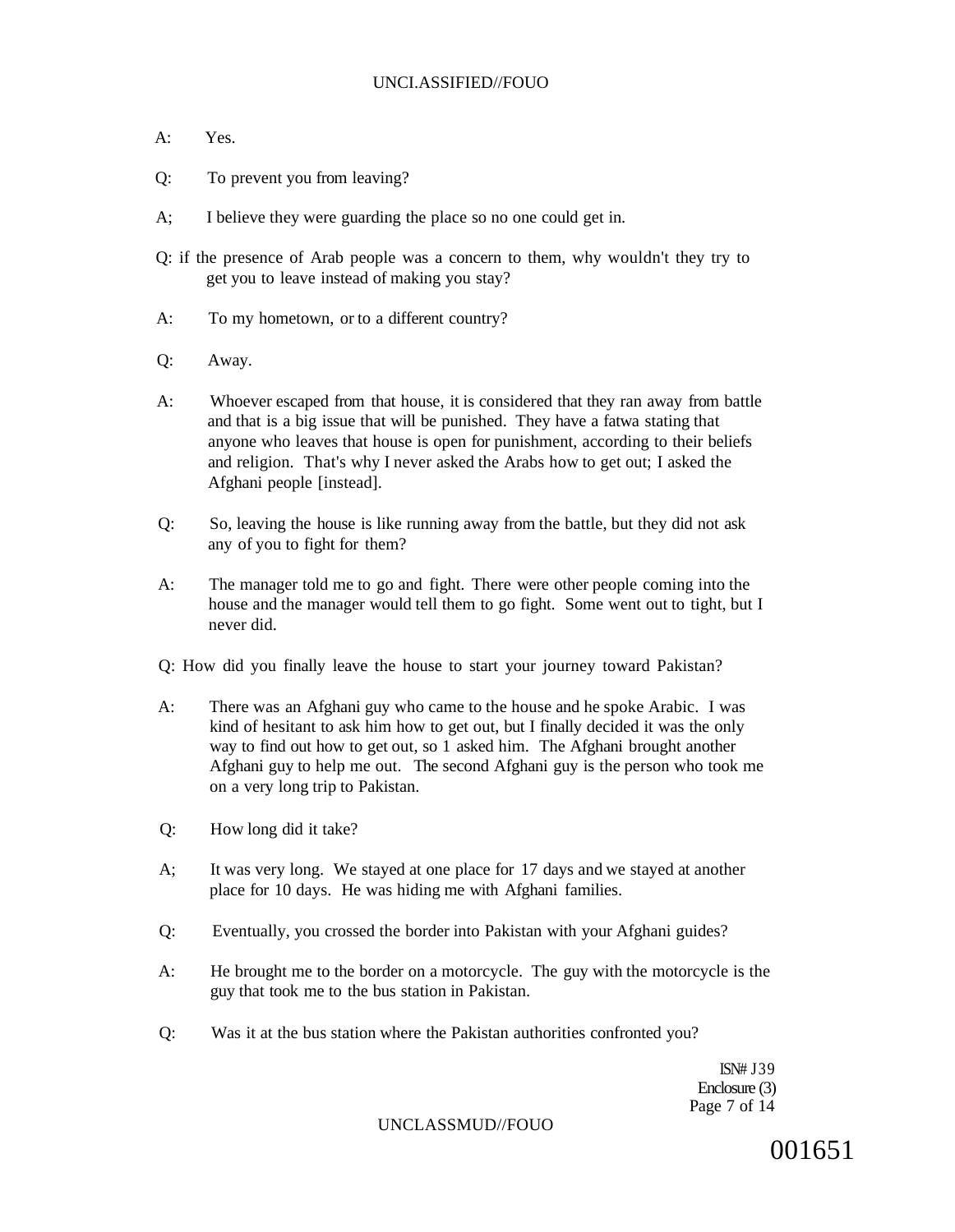A: Yes.

Q: To prevent you from leaving?

A; I believe they were guarding the place so no one could get in.

Q: if the presence of Arab people was a concern to them, why wouldn't they try to get you to leave instead of making you stay?

A: To my hometown, or to a different country?

Q: Away.

A: Whoever escaped from that house, it is considered that they ran away from battle and that is a big issue that will be punished. They have a fatwa stating that anyone who leaves that house is open for punishment, according to their beliefs and religion. That's why I never asked the Arabs how to get out; I asked the Afghani people [instead].

Q: So, leaving the house is like running away from the battle, but they did not ask any of you to fight for them?

A: The manager told me to go and fight. There were other people coming into the house and the manager would tell them to go fight. Some went out to tight, but I never did.

Q: How did you finally leave the house to start your journey toward Pakistan?

A: There was an Afghani guy who came to the house and he spoke Arabic. I was kind of hesitant to ask him how to get out, but I finally decided it was the only way to find out how to get out, so 1 asked him. The Afghani brought another Afghani guy to help me out. The second Afghani guy is the person who took me on a very long trip to Pakistan.

Q: How long did it take?

A; It was very long. We stayed at one place for 17 days and we stayed at another place for 10 days. He was hiding me with Afghani families.

Q: Eventually, you crossed the border into Pakistan with your Afghani guides?

A: He brought me to the border on a motorcycle. The guy with the motorcycle is the guy that took me to the bus station in Pakistan.

Q: Was it at the bus station where the Pakistan authorities confronted you?

ISN# J39
Enclosure (3)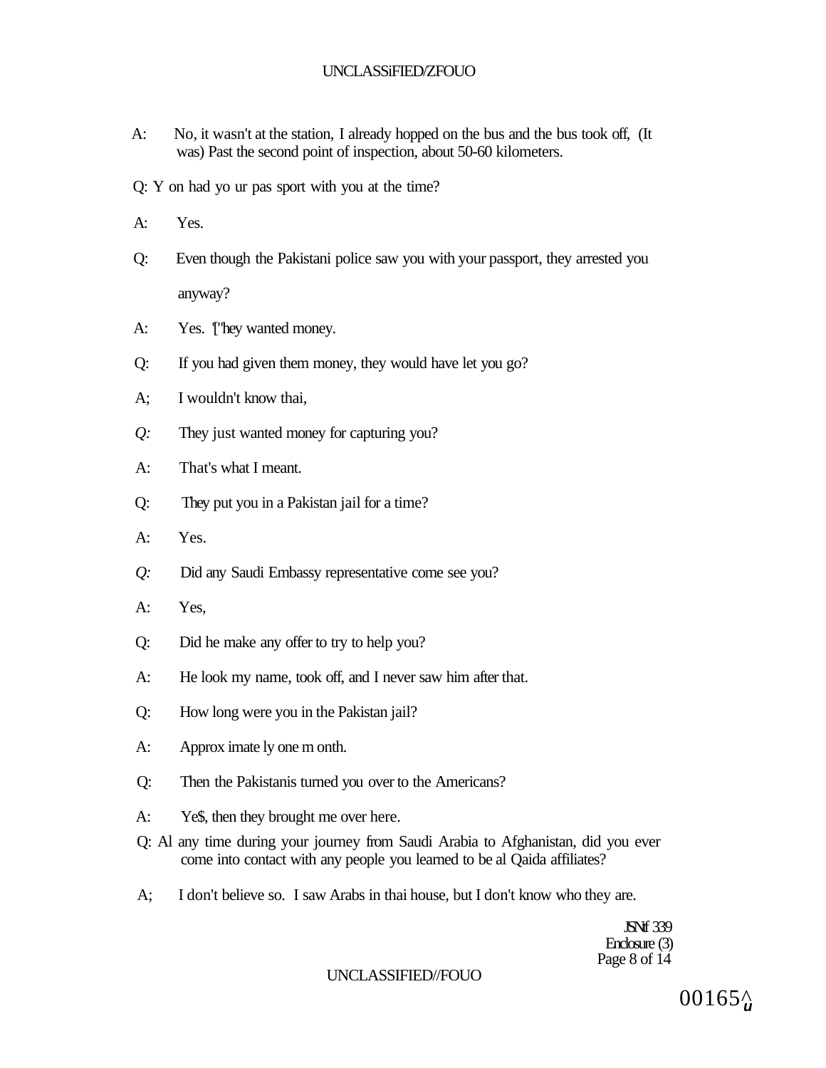A: No, it wasn't at the station, I already hopped on the bus and the bus took off, (It was) Past the second point of inspection, about 50-60 kilometers.

Q: Y on had yo ur pas sport with you at the time?

A: Yes.

Q: Even though the Pakistani police saw you with your passport, they arrested you anyway?

A: Yes. '["hey wanted money.

Q: If you had given them money, they would have let you go?

A; I wouldn't know thai,

*Q:* They just wanted money for capturing you?

A: That's what I meant.

Q: They put you in a Pakistan jail for a time?

A: Yes.

*Q:* Did any Saudi Embassy representative come see you?

A: Yes,

Q: Did he make any offer to try to help you?

A: He look my name, took off, and I never saw him after that.

Q: How long were you in the Pakistan jail?

A: Approx imate ly one m onth.

Q: Then the Pakistanis turned you over to the Americans?

A: Ye$, then they brought me over here.

Q: Al any time during your journey from Saudi Arabia to Afghanistan, did you ever come into contact with any people you learned to be al Qaida affiliates?

A; I don't believe so. I saw Arabs in thai house, but I don't know who they are.

JSNf 339
Enclosure (3)

00165^u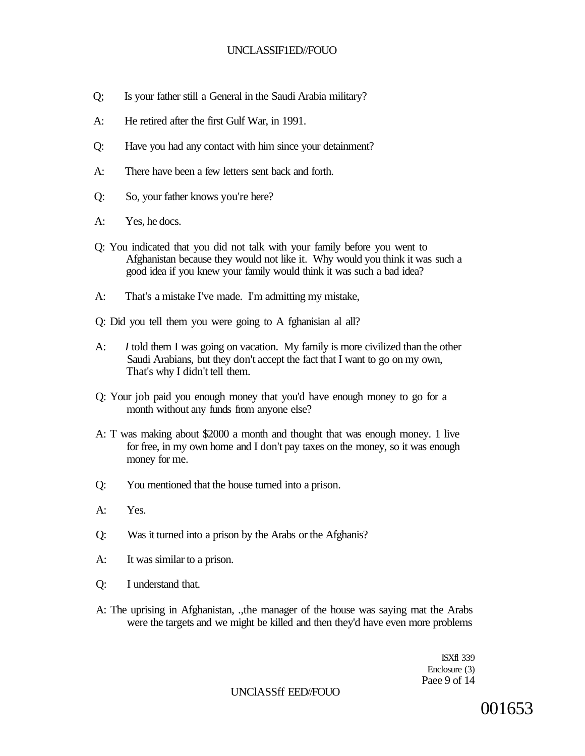Q; Is your father still a General in the Saudi Arabia military?

A: He retired after the first Gulf War, in 1991.

Q: Have you had any contact with him since your detainment?

A: There have been a few letters sent back and forth.

Q: So, your father knows you're here?

A: Yes, he docs.

Q: You indicated that you did not talk with your family before you went to Afghanistan because they would not like it. Why would you think it was such a good idea if you knew your family would think it was such a bad idea?

A: That's a mistake I've made. I'm admitting my mistake,

Q: Did you tell them you were going to A fghanisian al all?

A: *I* told them I was going on vacation. My family is more civilized than the other Saudi Arabians, but they don't accept the fact that I want to go on my own, That's why I didn't tell them.

Q: Your job paid you enough money that you'd have enough money to go for a month without any funds from anyone else?

A: T was making about $2000 a month and thought that was enough money. 1 live for free, in my own home and I don't pay taxes on the money, so it was enough money for me.

Q: You mentioned that the house turned into a prison.

A: Yes.

Q: Was it turned into a prison by the Arabs or the Afghanis?

A: It was similar to a prison.

Q: I understand that.

A: The uprising in Afghanistan, .,the manager of the house was saying mat the Arabs were the targets and we might be killed and then they'd have even more problems

ISXfl 339
Enclosure (3)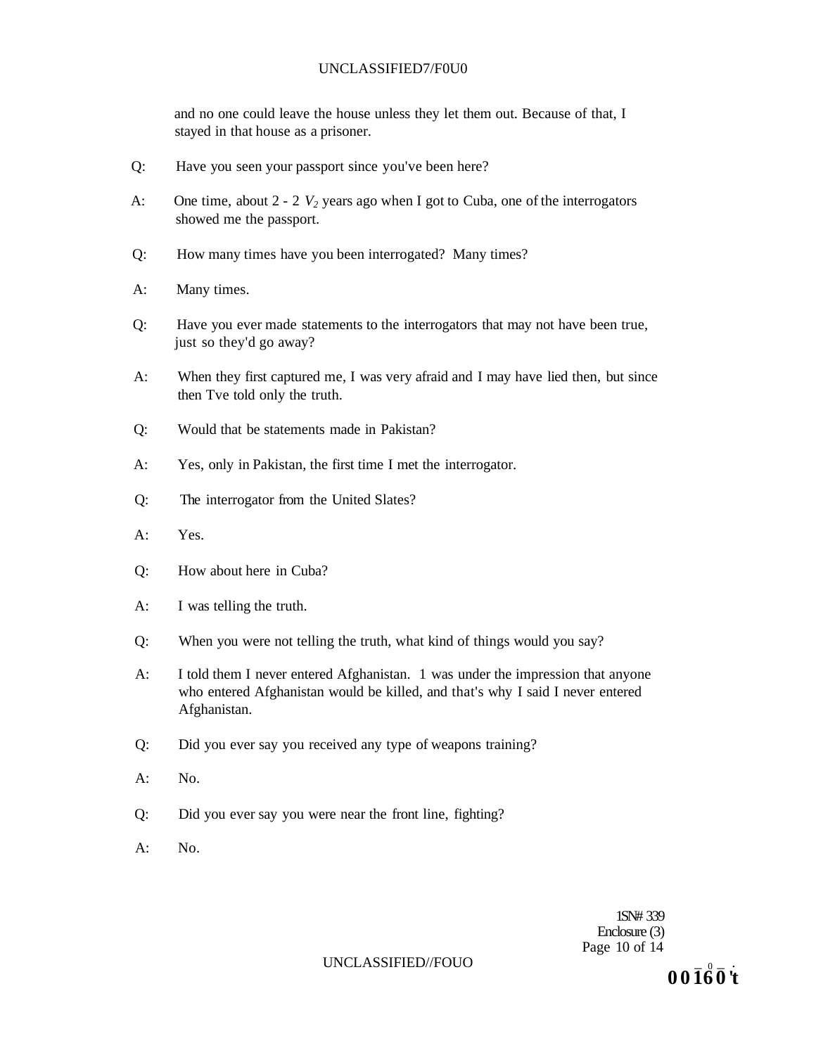and no one could leave the house unless they let them out. Because of that, I stayed in that house as a prisoner.

Q: Have you seen your passport since you've been here?

A: One time, about 2 - 2 $V_2$ years ago when I got to Cuba, one of the interrogators showed me the passport.

Q: How many times have you been interrogated? Many times?

A: Many times.

Q: Have you ever made statements to the interrogators that may not have been true, just so they'd go away?

A: When they first captured me, I was very afraid and I may have lied then, but since then Tve told only the truth.

Q: Would that be statements made in Pakistan?

A: Yes, only in Pakistan, the first time I met the interrogator.

Q: The interrogator from the United Slates?

A: Yes.

Q: How about here in Cuba?

A: I was telling the truth.

Q: When you were not telling the truth, what kind of things would you say?

A: I told them I never entered Afghanistan. 1 was under the impression that anyone who entered Afghanistan would be killed, and that's why I said I never entered Afghanistan.

Q: Did you ever say you received any type of weapons training?

A: No.

Q: Did you ever say you were near the front line, fighting?

A: No.

1SN# 339
Enclosure (3)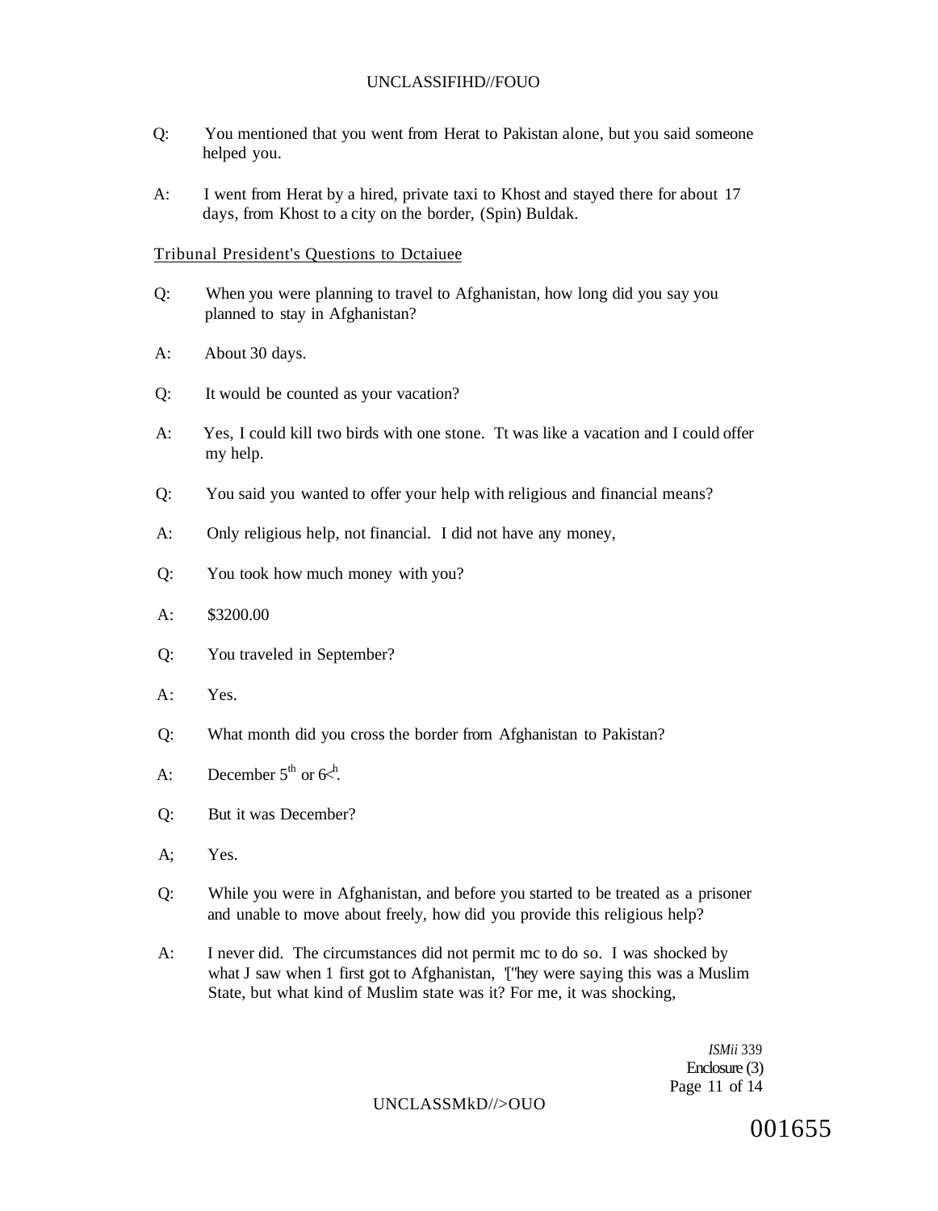Q: You mentioned that you went from Herat to Pakistan alone, but you said someone helped you.

A: I went from Herat by a hired, private taxi to Khost and stayed there for about 17 days, from Khost to a city on the border, (Spin) Buldak.

Tribunal President's Questions to Dctaiuee

Q: When you were planning to travel to Afghanistan, how long did you say you planned to stay in Afghanistan?

A: About 30 days.

Q: It would be counted as your vacation?

A: Yes, I could kill two birds with one stone. Tt was like a vacation and I could offer my help.

Q: You said you wanted to offer your help with religious and financial means?

A: Only religious help, not financial. I did not have any money,

Q: You took how much money with you?

A: $3200.00

Q: You traveled in September?

A: Yes.

Q: What month did you cross the border from Afghanistan to Pakistan?

A: December 5th or 6<h.

Q: But it was December?

A; Yes.

Q: While you were in Afghanistan, and before you started to be treated as a prisoner and unable to move about freely, how did you provide this religious help?

A: I never did. The circumstances did not permit mc to do so. I was shocked by what J saw when 1 first got to Afghanistan, '["hey were saying this was a Muslim State, but what kind of Muslim state was it? For me, it was shocking,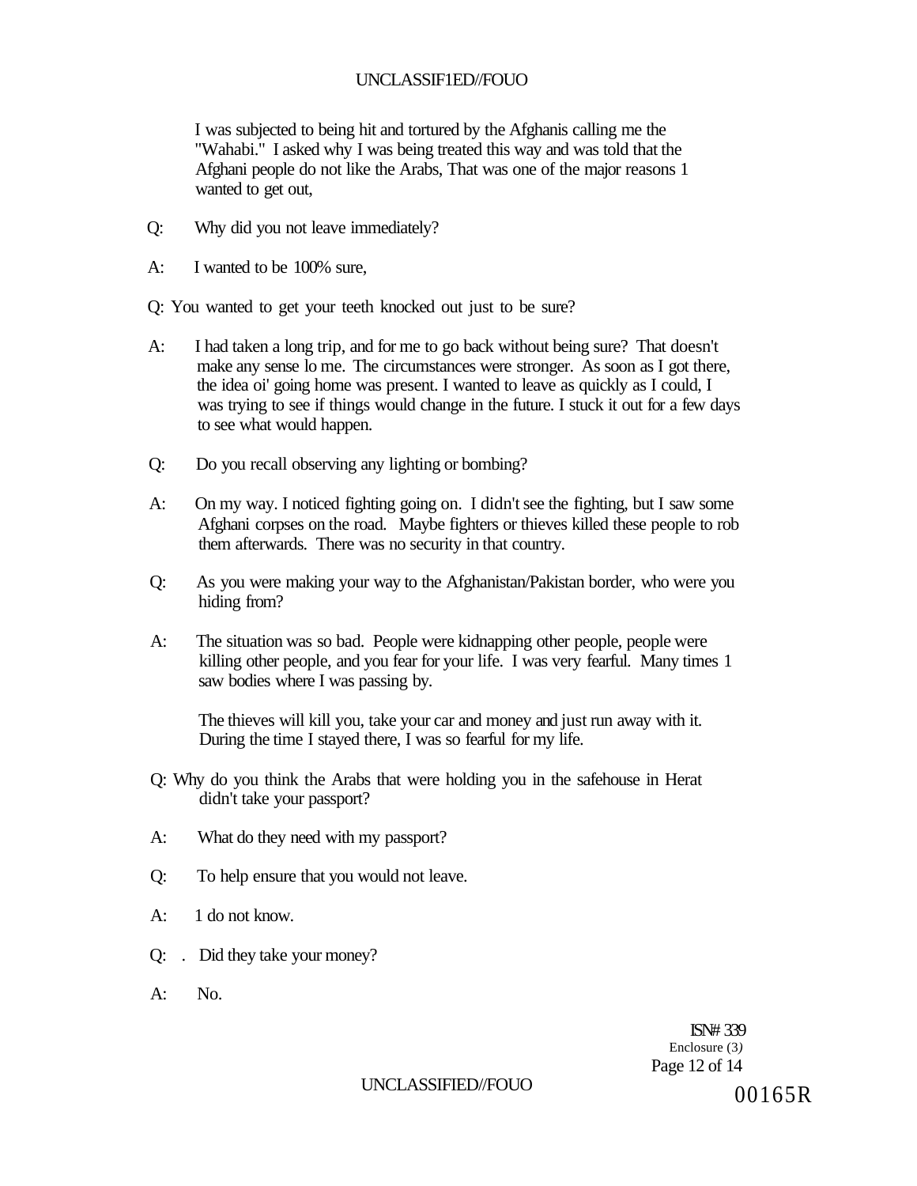I was subjected to being hit and tortured by the Afghanis calling me the "Wahabi." I asked why I was being treated this way and was told that the Afghani people do not like the Arabs, That was one of the major reasons 1 wanted to get out,

Q: Why did you not leave immediately?

A: I wanted to be 100% sure,

Q: You wanted to get your teeth knocked out just to be sure?

A: I had taken a long trip, and for me to go back without being sure? That doesn't make any sense lo me. The circumstances were stronger. As soon as I got there, the idea oi' going home was present. I wanted to leave as quickly as I could, I was trying to see if things would change in the future. I stuck it out for a few days to see what would happen.

Q: Do you recall observing any lighting or bombing?

A: On my way. I noticed fighting going on. I didn't see the fighting, but I saw some Afghani corpses on the road. Maybe fighters or thieves killed these people to rob them afterwards. There was no security in that country.

Q: As you were making your way to the Afghanistan/Pakistan border, who were you hiding from?

A: The situation was so bad. People were kidnapping other people, people were killing other people, and you fear for your life. I was very fearful. Many times 1 saw bodies where I was passing by.

The thieves will kill you, take your car and money and just run away with it. During the time I stayed there, I was so fearful for my life.

Q: Why do you think the Arabs that were holding you in the safehouse in Herat didn't take your passport?

A: What do they need with my passport?

Q: To help ensure that you would not leave.

A: 1 do not know.

Q: . Did they take your money?

A: No.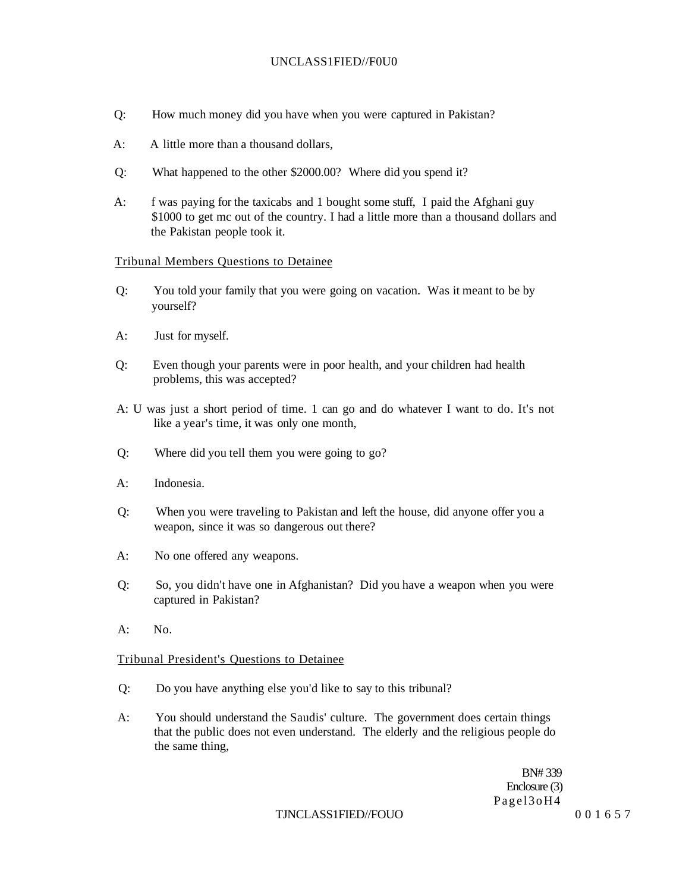Q: How much money did you have when you were captured in Pakistan?

A: A little more than a thousand dollars,

Q: What happened to the other $2000.00? Where did you spend it?

A: f was paying for the taxicabs and 1 bought some stuff, I paid the Afghani guy $1000 to get mc out of the country. I had a little more than a thousand dollars and the Pakistan people took it.

Tribunal Members Questions to Detainee

Q: You told your family that you were going on vacation. Was it meant to be by yourself?

A: Just for myself.

Q: Even though your parents were in poor health, and your children had health problems, this was accepted?

A: U was just a short period of time. 1 can go and do whatever I want to do. It's not like a year's time, it was only one month,

Q: Where did you tell them you were going to go?

A: Indonesia.

Q: When you were traveling to Pakistan and left the house, did anyone offer you a weapon, since it was so dangerous out there?

A: No one offered any weapons.

Q: So, you didn't have one in Afghanistan? Did you have a weapon when you were captured in Pakistan?

A: No.

Tribunal President's Questions to Detainee

Q: Do you have anything else you'd like to say to this tribunal?

A: You should understand the Saudis' culture. The government does certain things that the public does not even understand. The elderly and the religious people do the same thing,

BN# 339
Enclosure (3)
Pagel3oH4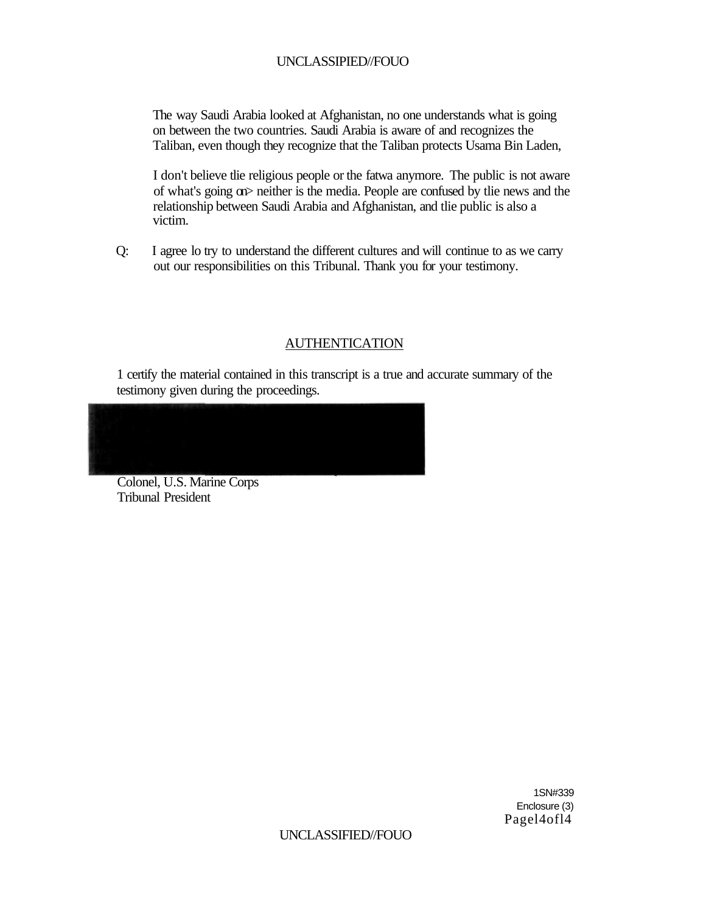The way Saudi Arabia looked at Afghanistan, no one understands what is going on between the two countries. Saudi Arabia is aware of and recognizes the Taliban, even though they recognize that the Taliban protects Usama Bin Laden,

I don't believe tlie religious people or the fatwa anymore. The public is not aware of what's going on> neither is the media. People are confused by tlie news and the relationship between Saudi Arabia and Afghanistan, and tlie public is also a victim.

Q: I agree lo try to understand the different cultures and will continue to as we carry out our responsibilities on this Tribunal. Thank you for your testimony.

## AUTHENTICATION

1 certify the material contained in this transcript is a true and accurate summary of the testimony given during the proceedings.

Colonel, U.S. Marine Corps
Tribunal President

1SN#339
Enclosure (3)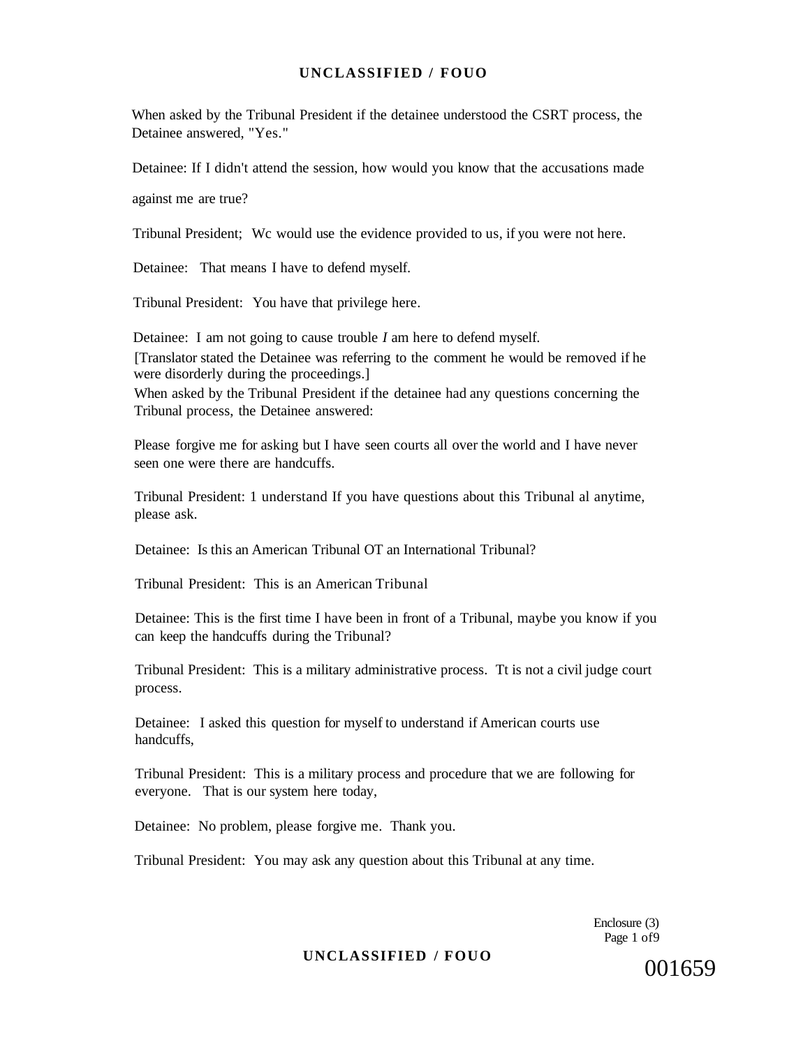When asked by the Tribunal President if the detainee understood the CSRT process, the Detainee answered, "Yes."

Detainee: If I didn't attend the session, how would you know that the accusations made against me are true?

Tribunal President; Wc would use the evidence provided to us, if you were not here.

Detainee: That means I have to defend myself.

Tribunal President: You have that privilege here.

Detainee: I am not going to cause trouble *I* am here to defend myself.

[Translator stated the Detainee was referring to the comment he would be removed if he were disorderly during the proceedings.]

When asked by the Tribunal President if the detainee had any questions concerning the Tribunal process, the Detainee answered:

Please forgive me for asking but I have seen courts all over the world and I have never seen one were there are handcuffs.

Tribunal President: 1 understand If you have questions about this Tribunal al anytime, please ask.

Detainee: Is this an American Tribunal OT an International Tribunal?

Tribunal President: This is an American Tribunal

Detainee: This is the first time I have been in front of a Tribunal, maybe you know if you can keep the handcuffs during the Tribunal?

Tribunal President: This is a military administrative process. Tt is not a civil judge court process.

Detainee: I asked this question for myself to understand if American courts use handcuffs,

Tribunal President: This is a military process and procedure that we are following for everyone. That is our system here today,

Detainee: No problem, please forgive me. Thank you.

Tribunal President: You may ask any question about this Tribunal at any time.

Enclosure (3)
Page 1 of9

001659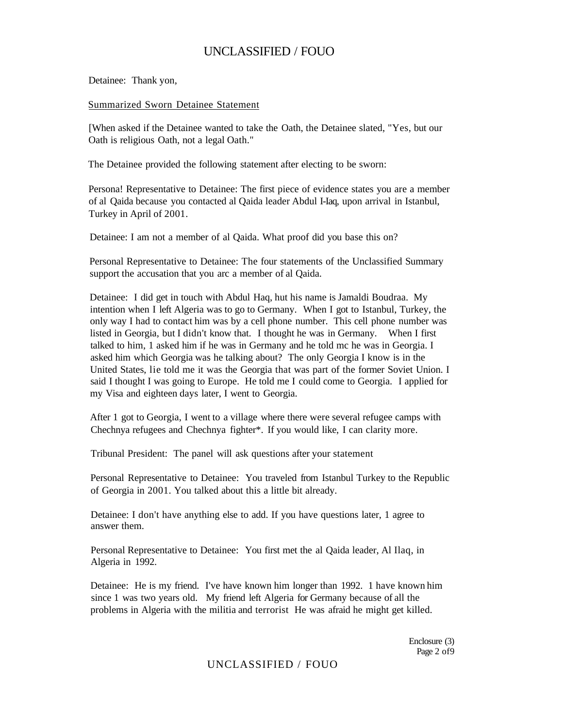Detainee: Thank yon,

Summarized Sworn Detainee Statement

[When asked if the Detainee wanted to take the Oath, the Detainee slated, "Yes, but our Oath is religious Oath, not a legal Oath."

The Detainee provided the following statement after electing to be sworn:

Persona! Representative to Detainee: The first piece of evidence states you are a member of al Qaida because you contacted al Qaida leader Abdul I-Iaq, upon arrival in Istanbul, Turkey in April of 2001.

Detainee: I am not a member of al Qaida. What proof did you base this on?

Personal Representative to Detainee: The four statements of the Unclassified Summary support the accusation that you arc a member of al Qaida.

Detainee: I did get in touch with Abdul Haq, hut his name is Jamaldi Boudraa. My intention when I left Algeria was to go to Germany. When I got to Istanbul, Turkey, the only way I had to contact him was by a cell phone number. This cell phone number was listed in Georgia, but I didn't know that. I thought he was in Germany. When I first talked to him, 1 asked him if he was in Germany and he told mc he was in Georgia. I asked him which Georgia was he talking about? The only Georgia I know is in the United States, lie told me it was the Georgia that was part of the former Soviet Union. I said I thought I was going to Europe. He told me I could come to Georgia. I applied for my Visa and eighteen days later, I went to Georgia.

After 1 got to Georgia, I went to a village where there were several refugee camps with Chechnya refugees and Chechnya fighter*. If you would like, I can clarity more.

Tribunal President: The panel will ask questions after your statement

Personal Representative to Detainee: You traveled from Istanbul Turkey to the Republic of Georgia in 2001. You talked about this a little bit already.

Detainee: I don't have anything else to add. If you have questions later, 1 agree to answer them.

Personal Representative to Detainee: You first met the al Qaida leader, Al Ilaq, in Algeria in 1992.

Detainee: He is my friend. I've have known him longer than 1992. 1 have known him since 1 was two years old. My friend left Algeria for Germany because of all the problems in Algeria with the militia and terrorist He was afraid he might get killed.

Enclosure (3)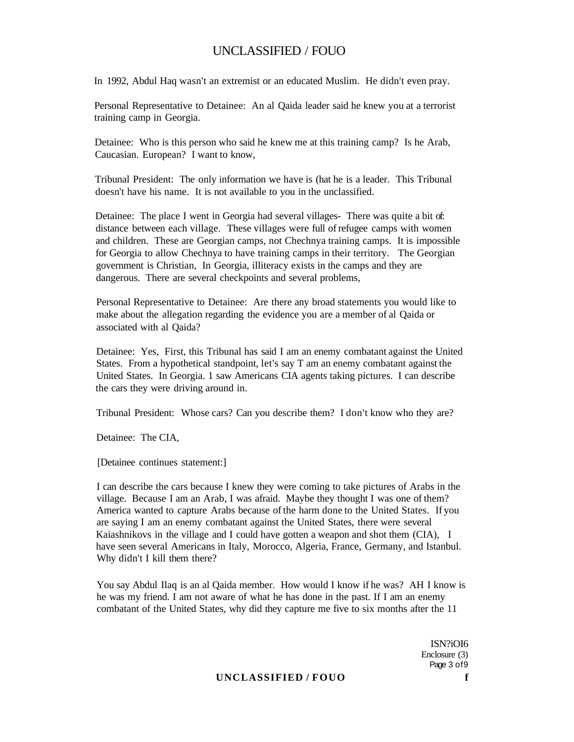In 1992, Abdul Haq wasn't an extremist or an educated Muslim. He didn't even pray.

Personal Representative to Detainee: An al Qaida leader said he knew you at a terrorist training camp in Georgia.

Detainee: Who is this person who said he knew me at this training camp? Is he Arab, Caucasian. European? I want to know,

Tribunal President: The only information we have is (hat he is a leader. This Tribunal doesn't have his name. It is not available to you in the unclassified.

Detainee: The place I went in Georgia had several villages- There was quite a bit of: distance between each village. These villages were full of refugee camps with women and children. These are Georgian camps, not Chechnya training camps. It is impossible for Georgia to allow Chechnya to have training camps in their territory. The Georgian government is Christian, In Georgia, illiteracy exists in the camps and they are dangerous. There are several checkpoints and several problems,

Personal Representative to Detainee: Are there any broad statements you would like to make about the allegation regarding the evidence you are a member of al Qaida or associated with al Qaida?

Detainee: Yes, First, this Tribunal has said I am an enemy combatant against the United States. From a hypothetical standpoint, let's say T am an enemy combatant against the United States. In Georgia. 1 saw Americans CIA agents taking pictures. I can describe the cars they were driving around in.

Tribunal President: Whose cars? Can you describe them? I don't know who they are?

Detainee: The CIA,

[Detainee continues statement:]

I can describe the cars because I knew they were coming to take pictures of Arabs in the village. Because I am an Arab, I was afraid. Maybe they thought I was one of them? America wanted to capture Arabs because of the harm done to the United States. If you are saying I am an enemy combatant against the United States, there were several Kaiashnikovs in the village and I could have gotten a weapon and shot them (CIA), I have seen several Americans in Italy, Morocco, Algeria, France, Germany, and Istanbul. Why didn't I kill them there?

You say Abdul Ilaq is an al Qaida member. How would I know if he was? AH I know is he was my friend. I am not aware of what he has done in the past. If I am an enemy combatant of the United States, why did they capture me five to six months after the 11

ISN?iOI6
Enclosure (3)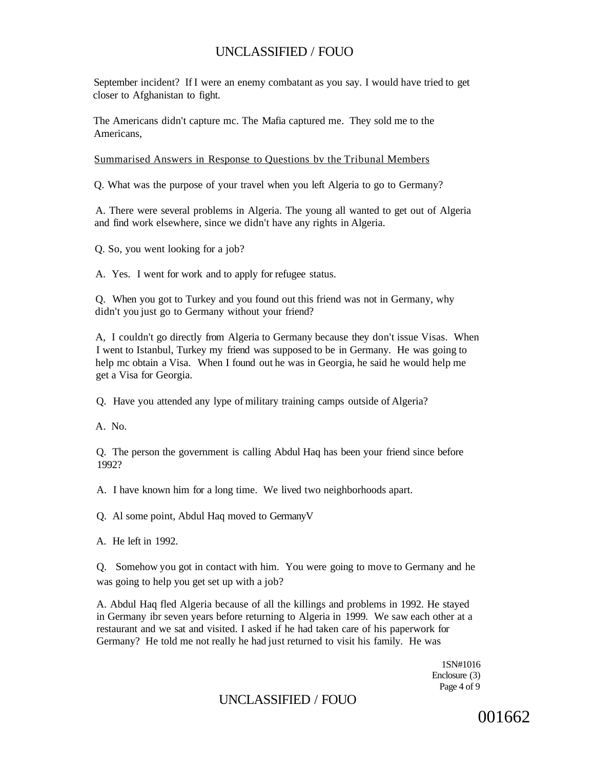September incident? If I were an enemy combatant as you say. I would have tried to get closer to Afghanistan to fight.

The Americans didn't capture mc. The Mafia captured me. They sold me to the Americans,

Summarised Answers in Response to Questions bv the Tribunal Members

Q. What was the purpose of your travel when you left Algeria to go to Germany?

A. There were several problems in Algeria. The young all wanted to get out of Algeria and find work elsewhere, since we didn't have any rights in Algeria.

Q. So, you went looking for a job?

A. Yes. I went for work and to apply for refugee status.

Q. When you got to Turkey and you found out this friend was not in Germany, why didn't you just go to Germany without your friend?

A, I couldn't go directly from Algeria to Germany because they don't issue Visas. When I went to Istanbul, Turkey my friend was supposed to be in Germany. He was going to help mc obtain a Visa. When I found out he was in Georgia, he said he would help me get a Visa for Georgia.

Q. Have you attended any lype of military training camps outside of Algeria?

A. No.

Q. The person the government is calling Abdul Haq has been your friend since before 1992?

A. I have known him for a long time. We lived two neighborhoods apart.

Q. Al some point, Abdul Haq moved to GermanyV

A. He left in 1992.

Q. Somehow you got in contact with him. You were going to move to Germany and he was going to help you get set up with a job?

A. Abdul Haq fled Algeria because of all the killings and problems in 1992. He stayed in Germany ibr seven years before returning to Algeria in 1999. We saw each other at a restaurant and we sat and visited. I asked if he had taken care of his paperwork for Germany? He told me not really he had just returned to visit his family. He was

1SN#1016
Enclosure (3)

001662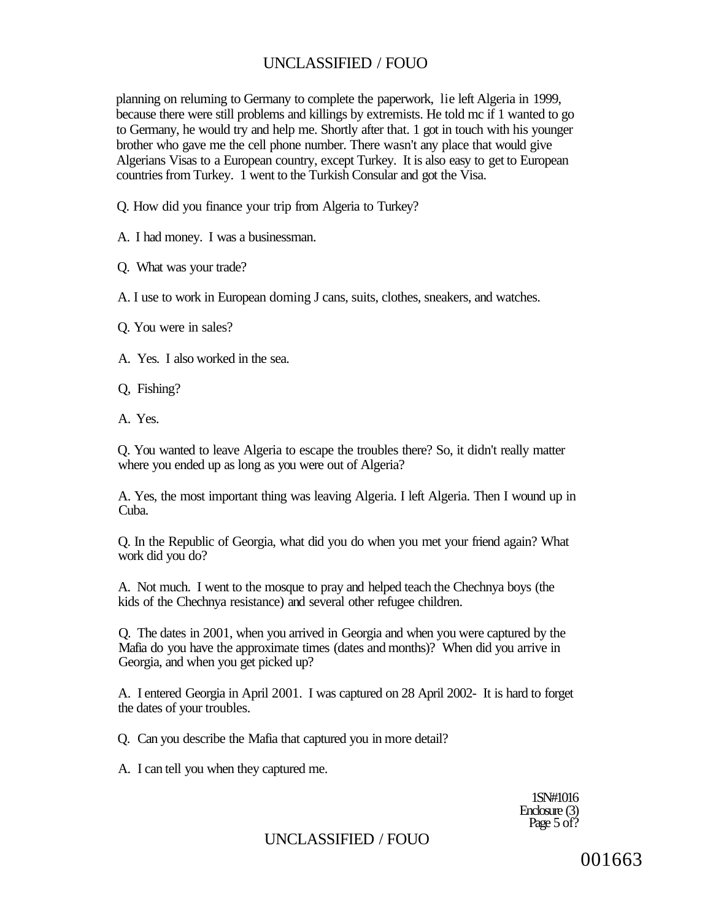planning on reluming to Germany to complete the paperwork, lie left Algeria in 1999, because there were still problems and killings by extremists. He told mc if 1 wanted to go to Germany, he would try and help me. Shortly after that. 1 got in touch with his younger brother who gave me the cell phone number. There wasn't any place that would give Algerians Visas to a European country, except Turkey. It is also easy to get to European countries from Turkey. 1 went to the Turkish Consular and got the Visa.

Q. How did you finance your trip from Algeria to Turkey?

A. I had money. I was a businessman.

Q. What was your trade?

A. I use to work in European doming J cans, suits, clothes, sneakers, and watches.

Q. You were in sales?

A. Yes. I also worked in the sea.

Q, Fishing?

A. Yes.

Q. You wanted to leave Algeria to escape the troubles there? So, it didn't really matter where you ended up as long as you were out of Algeria?

A. Yes, the most important thing was leaving Algeria. I left Algeria. Then I wound up in Cuba.

Q. In the Republic of Georgia, what did you do when you met your friend again? What work did you do?

A. Not much. I went to the mosque to pray and helped teach the Chechnya boys (the kids of the Chechnya resistance) and several other refugee children.

Q. The dates in 2001, when you arrived in Georgia and when you were captured by the Mafia do you have the approximate times (dates and months)? When did you arrive in Georgia, and when you get picked up?

A. I entered Georgia in April 2001. I was captured on 28 April 2002- It is hard to forget the dates of your troubles.

Q. Can you describe the Mafia that captured you in more detail?

A. I can tell you when they captured me.

1SN#1016
Enclosure (3)
Page 5 of?

001663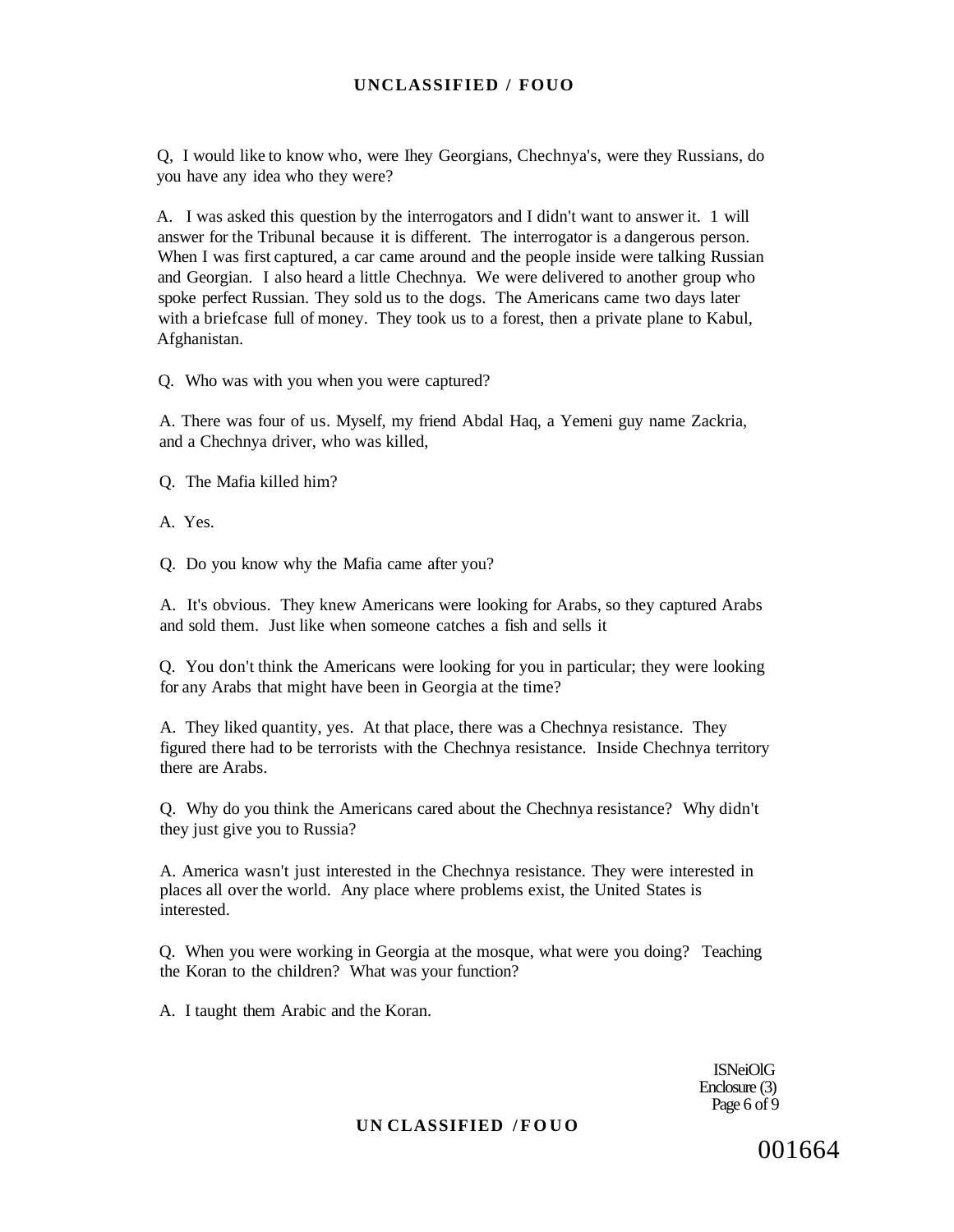Q, I would like to know who, were Ihey Georgians, Chechnya's, were they Russians, do you have any idea who they were?

A. I was asked this question by the interrogators and I didn't want to answer it. 1 will answer for the Tribunal because it is different. The interrogator is a dangerous person. When I was first captured, a car came around and the people inside were talking Russian and Georgian. I also heard a little Chechnya. We were delivered to another group who spoke perfect Russian. They sold us to the dogs. The Americans came two days later with a briefcase full of money. They took us to a forest, then a private plane to Kabul, Afghanistan.

Q. Who was with you when you were captured?

A. There was four of us. Myself, my friend Abdal Haq, a Yemeni guy name Zackria, and a Chechnya driver, who was killed,

Q. The Mafia killed him?

A. Yes.

Q. Do you know why the Mafia came after you?

A. It's obvious. They knew Americans were looking for Arabs, so they captured Arabs and sold them. Just like when someone catches a fish and sells it

Q. You don't think the Americans were looking for you in particular; they were looking for any Arabs that might have been in Georgia at the time?

A. They liked quantity, yes. At that place, there was a Chechnya resistance. They figured there had to be terrorists with the Chechnya resistance. Inside Chechnya territory there are Arabs.

Q. Why do you think the Americans cared about the Chechnya resistance? Why didn't they just give you to Russia?

A. America wasn't just interested in the Chechnya resistance. They were interested in places all over the world. Any place where problems exist, the United States is interested.

Q. When you were working in Georgia at the mosque, what were you doing? Teaching the Koran to the children? What was your function?

A. I taught them Arabic and the Koran.

ISNeiOlG
Enclosure (3)
Page 6 of 9

001664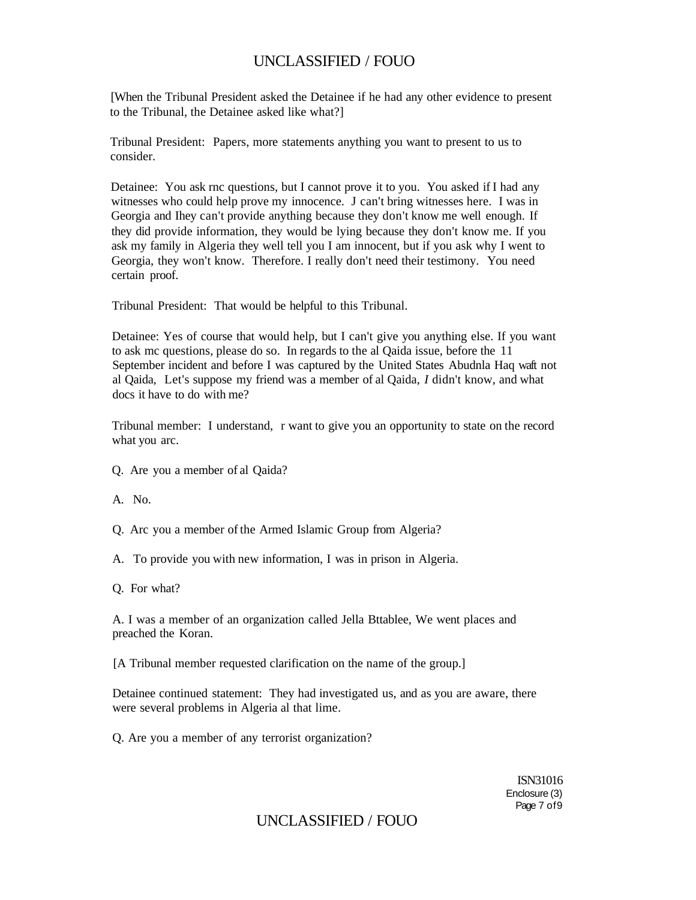[When the Tribunal President asked the Detainee if he had any other evidence to present to the Tribunal, the Detainee asked like what?]

Tribunal President: Papers, more statements anything you want to present to us to consider.

Detainee: You ask rnc questions, but I cannot prove it to you. You asked if I had any witnesses who could help prove my innocence. J can't bring witnesses here. I was in Georgia and Ihey can't provide anything because they don't know me well enough. If they did provide information, they would be lying because they don't know me. If you ask my family in Algeria they well tell you I am innocent, but if you ask why I went to Georgia, they won't know. Therefore. I really don't need their testimony. You need certain proof.

Tribunal President: That would be helpful to this Tribunal.

Detainee: Yes of course that would help, but I can't give you anything else. If you want to ask mc questions, please do so. In regards to the al Qaida issue, before the 11 September incident and before I was captured by the United States Abudnla Haq waft not al Qaida, Let's suppose my friend was a member of al Qaida, *I* didn't know, and what docs it have to do with me?

Tribunal member: I understand, r want to give you an opportunity to state on the record what you arc.

Q. Are you a member of al Qaida?

A. No.

Q. Arc you a member of the Armed Islamic Group from Algeria?

A. To provide you with new information, I was in prison in Algeria.

Q. For what?

A. I was a member of an organization called Jella Bttablee, We went places and preached the Koran.

[A Tribunal member requested clarification on the name of the group.]

Detainee continued statement: They had investigated us, and as you are aware, there were several problems in Algeria al that lime.

Q. Are you a member of any terrorist organization?

ISN31016
Enclosure (3)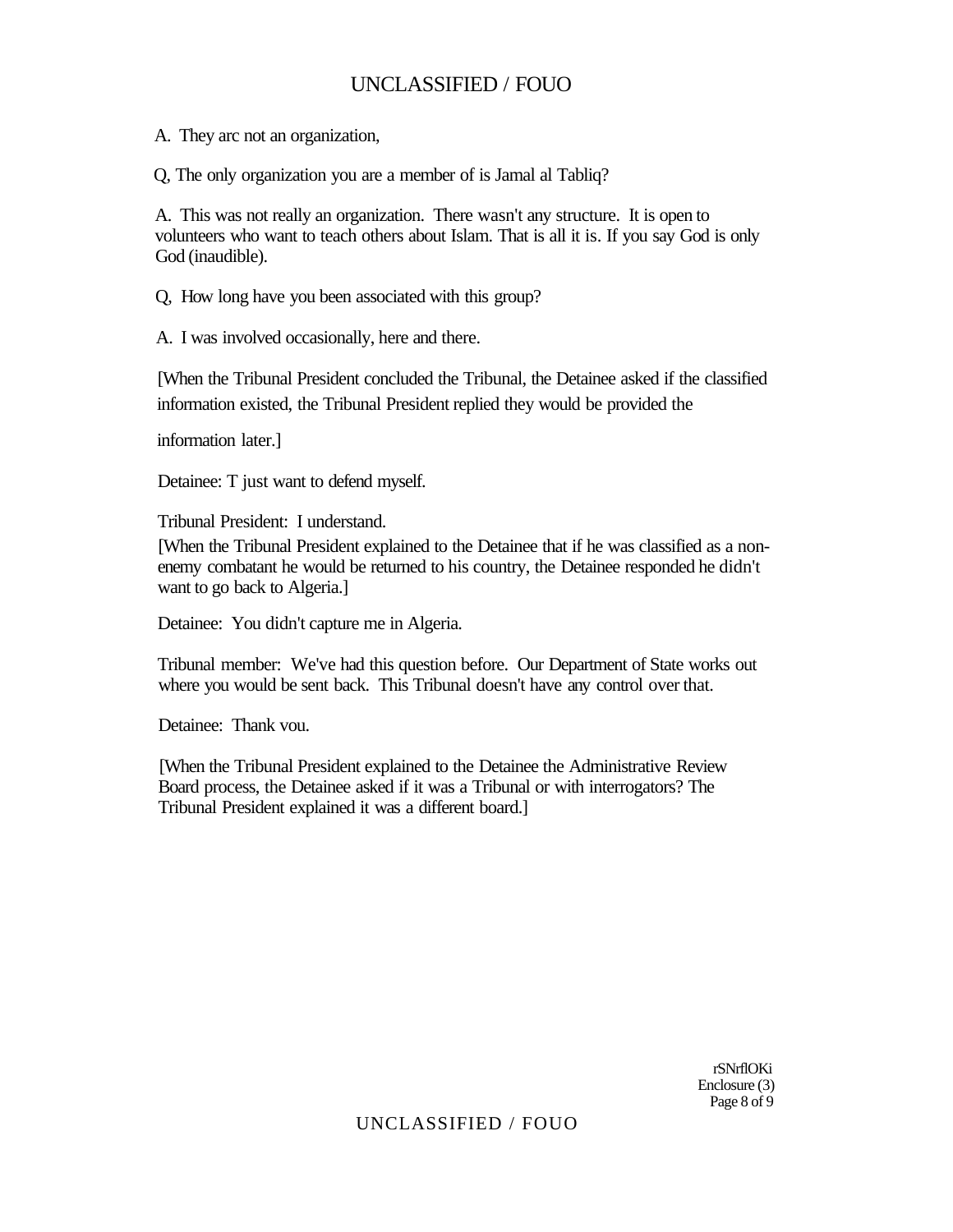A. They arc not an organization,

Q, The only organization you are a member of is Jamal al Tabliq?

A. This was not really an organization. There wasn't any structure. It is open to volunteers who want to teach others about Islam. That is all it is. If you say God is only God (inaudible).

Q, How long have you been associated with this group?

A. I was involved occasionally, here and there.

[When the Tribunal President concluded the Tribunal, the Detainee asked if the classified information existed, the Tribunal President replied they would be provided the information later.]

Detainee: T just want to defend myself.

Tribunal President: I understand.

[When the Tribunal President explained to the Detainee that if he was classified as a non-enemy combatant he would be returned to his country, the Detainee responded he didn't want to go back to Algeria.]

Detainee: You didn't capture me in Algeria.

Tribunal member: We've had this question before. Our Department of State works out where you would be sent back. This Tribunal doesn't have any control over that.

Detainee: Thank vou.

[When the Tribunal President explained to the Detainee the Administrative Review Board process, the Detainee asked if it was a Tribunal or with interrogators? The Tribunal President explained it was a different board.]

rSNrflOKi
Enclosure (3)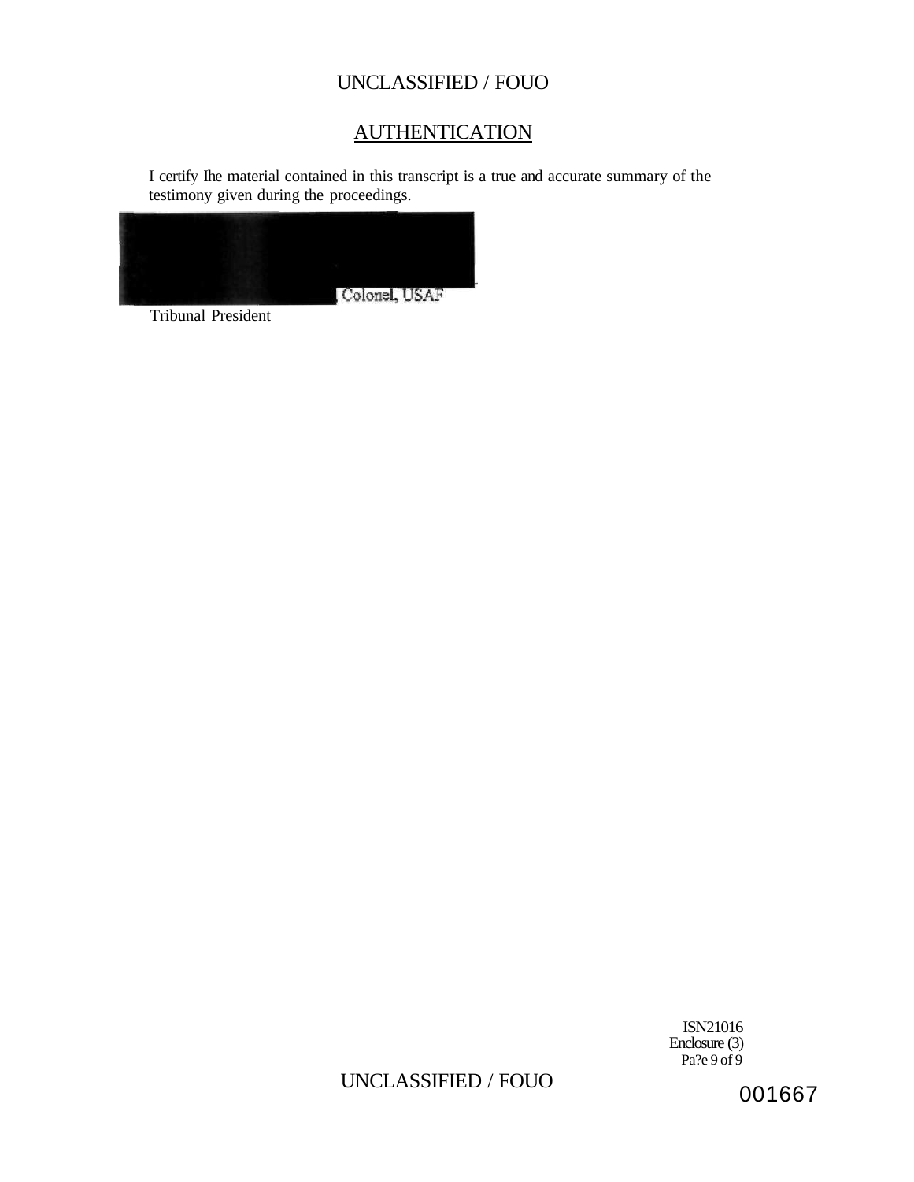## AUTHENTICATION

I certify Ihe material contained in this transcript is a true and accurate summary of the testimony given during the proceedings.

Colonel, USAF

Tribunal President

ISN21016
Enclosure (3)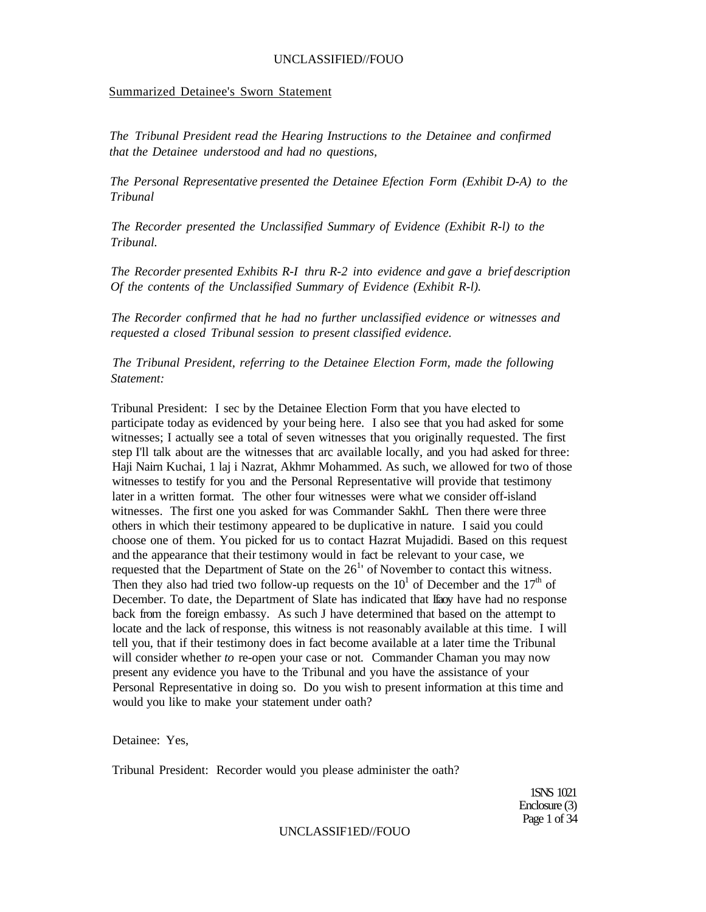Summarized Detainee's Sworn Statement

*The Tribunal President read the Hearing Instructions to the Detainee and confirmed that the Detainee understood and had no questions,*

*The Personal Representative presented the Detainee Efection Form (Exhibit D-A) to the Tribunal*

*The Recorder presented the Unclassified Summary of Evidence (Exhibit R-l) to the Tribunal.*

*The Recorder presented Exhibits R-I thru R-2 into evidence and gave a brief description Of the contents of the Unclassified Summary of Evidence (Exhibit R-l).*

*The Recorder confirmed that he had no further unclassified evidence or witnesses and requested a closed Tribunal session to present classified evidence.*

*The Tribunal President, referring to the Detainee Election Form, made the following Statement:*

Tribunal President: I sec by the Detainee Election Form that you have elected to participate today as evidenced by your being here. I also see that you had asked for some witnesses; I actually see a total of seven witnesses that you originally requested. The first step I'll talk about are the witnesses that arc available locally, and you had asked for three: Haji Nairn Kuchai, 1 laj i Nazrat, Akhmr Mohammed. As such, we allowed for two of those witnesses to testify for you and the Personal Representative will provide that testimony later in a written format. The other four witnesses were what we consider off-island witnesses. The first one you asked for was Commander SakhL Then there were three others in which their testimony appeared to be duplicative in nature. I said you could choose one of them. You picked for us to contact Hazrat Mujadidi. Based on this request and the appearance that their testimony would in fact be relevant to your case, we requested that the Department of State on the 26[1'] of November to contact this witness. Then they also had tried two follow-up requests on the 10[1] of December and the 17[th] of December. To date, the Department of Slate has indicated that Ifaoy have had no response back from the foreign embassy. As such J have determined that based on the attempt to locate and the lack of response, this witness is not reasonably available at this time. I will tell you, that if their testimony does in fact become available at a later time the Tribunal will consider whether *to* re-open your case or not. Commander Chaman you may now present any evidence you have to the Tribunal and you have the assistance of your Personal Representative in doing so. Do you wish to present information at this time and would you like to make your statement under oath?

Detainee: Yes,

Tribunal President: Recorder would you please administer the oath?

1SNS 1021
Enclosure (3)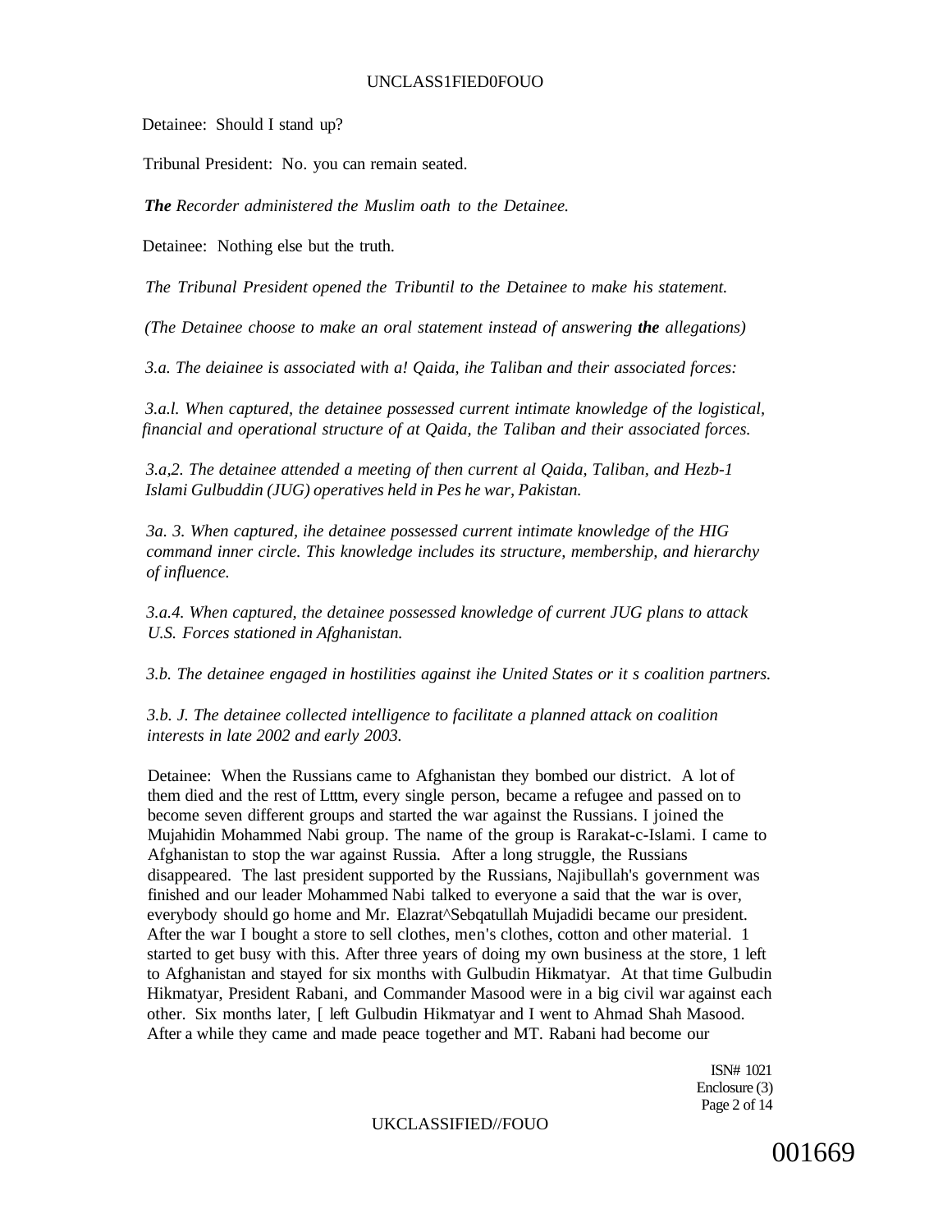Detainee: Should I stand up?

Tribunal President: No. you can remain seated.

***The** Recorder administered the Muslim oath to the Detainee.*

Detainee: Nothing else but the truth.

*The Tribunal President opened the Tribuntil to the Detainee to make his statement.*

*(The Detainee choose to make an oral statement instead of answering **the** allegations)*

*3.a. The deiainee is associated with a! Qaida, ihe Taliban and their associated forces:*

*3.a.l. When captured, the detainee possessed current intimate knowledge of the logistical, financial and operational structure of at Qaida, the Taliban and their associated forces.*

*3.a,2. The detainee attended a meeting of then current al Qaida, Taliban, and Hezb-1 Islami Gulbuddin (JUG) operatives held in Pes he war, Pakistan.*

*3a. 3. When captured, ihe detainee possessed current intimate knowledge of the HIG command inner circle. This knowledge includes its structure, membership, and hierarchy of influence.*

*3.a.4. When captured, the detainee possessed knowledge of current JUG plans to attack U.S. Forces stationed in Afghanistan.*

*3.b. The detainee engaged in hostilities against ihe United States or it s coalition partners.*

*3.b. J. The detainee collected intelligence to facilitate a planned attack on coalition interests in late 2002 and early 2003.*

Detainee: When the Russians came to Afghanistan they bombed our district. A lot of them died and the rest of Ltttm, every single person, became a refugee and passed on to become seven different groups and started the war against the Russians. I joined the Mujahidin Mohammed Nabi group. The name of the group is Rarakat-c-Islami. I came to Afghanistan to stop the war against Russia. After a long struggle, the Russians disappeared. The last president supported by the Russians, Najibullah's government was finished and our leader Mohammed Nabi talked to everyone a said that the war is over, everybody should go home and Mr. Elazrat^Sebqatullah Mujadidi became our president. After the war I bought a store to sell clothes, men's clothes, cotton and other material. 1 started to get busy with this. After three years of doing my own business at the store, 1 left to Afghanistan and stayed for six months with Gulbudin Hikmatyar. At that time Gulbudin Hikmatyar, President Rabani, and Commander Masood were in a big civil war against each other. Six months later, [ left Gulbudin Hikmatyar and I went to Ahmad Shah Masood. After a while they came and made peace together and MT. Rabani had become our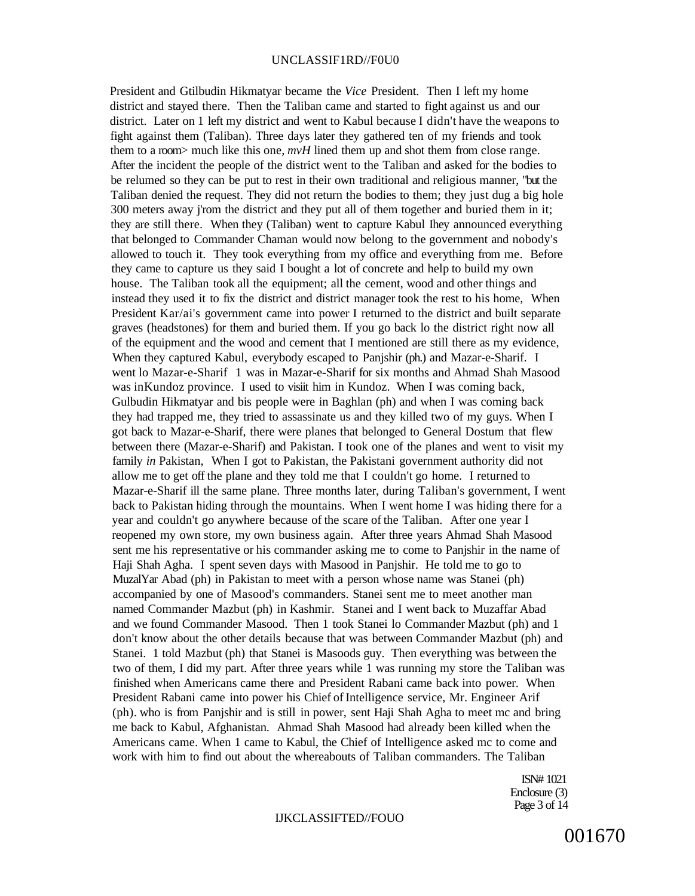President and Gtilbudin Hikmatyar became the *Vice* President. Then I left my home district and stayed there. Then the Taliban came and started to fight against us and our district. Later on 1 left my district and went to Kabul because I didn't have the weapons to fight against them (Taliban). Three days later they gathered ten of my friends and took them to a room> much like this one, *mvH* lined them up and shot them from close range. After the incident the people of the district went to the Taliban and asked for the bodies to be relumed so they can be put to rest in their own traditional and religious manner, "but the Taliban denied the request. They did not return the bodies to them; they just dug a big hole 300 meters away j'rom the district and they put all of them together and buried them in it; they are still there. When they (Taliban) went to capture Kabul Ihey announced everything that belonged to Commander Chaman would now belong to the government and nobody's allowed to touch it. They took everything from my office and everything from me. Before they came to capture us they said I bought a lot of concrete and help to build my own house. The Taliban took all the equipment; all the cement, wood and other things and instead they used it to fix the district and district manager took the rest to his home, When President Kar/ai's government came into power I returned to the district and built separate graves (headstones) for them and buried them. If you go back lo the district right now all of the equipment and the wood and cement that I mentioned are still there as my evidence, When they captured Kabul, everybody escaped to Panjshir (ph.) and Mazar-e-Sharif. I went lo Mazar-e-Sharif 1 was in Mazar-e-Sharif for six months and Ahmad Shah Masood was inKundoz province. I used to visiit him in Kundoz. When I was coming back, Gulbudin Hikmatyar and bis people were in Baghlan (ph) and when I was coming back they had trapped me, they tried to assassinate us and they killed two of my guys. When I got back to Mazar-e-Sharif, there were planes that belonged to General Dostum that flew between there (Mazar-e-Sharif) and Pakistan. I took one of the planes and went to visit my family *in* Pakistan, When I got to Pakistan, the Pakistani government authority did not allow me to get off the plane and they told me that I couldn't go home. I returned to Mazar-e-Sharif ill the same plane. Three months later, during Taliban's government, I went back to Pakistan hiding through the mountains. When I went home I was hiding there for a year and couldn't go anywhere because of the scare of the Taliban. After one year I reopened my own store, my own business again. After three years Ahmad Shah Masood sent me his representative or his commander asking me to come to Panjshir in the name of Haji Shah Agha. I spent seven days with Masood in Panjshir. He told me to go to MuzalYar Abad (ph) in Pakistan to meet with a person whose name was Stanei (ph) accompanied by one of Masood's commanders. Stanei sent me to meet another man named Commander Mazbut (ph) in Kashmir. Stanei and I went back to Muzaffar Abad and we found Commander Masood. Then 1 took Stanei lo Commander Mazbut (ph) and 1 don't know about the other details because that was between Commander Mazbut (ph) and Stanei. 1 told Mazbut (ph) that Stanei is Masoods guy. Then everything was between the two of them, I did my part. After three years while 1 was running my store the Taliban was finished when Americans came there and President Rabani came back into power. When President Rabani came into power his Chief of Intelligence service, Mr. Engineer Arif (ph). who is from Panjshir and is still in power, sent Haji Shah Agha to meet mc and bring me back to Kabul, Afghanistan. Ahmad Shah Masood had already been killed when the Americans came. When 1 came to Kabul, the Chief of Intelligence asked mc to come and work with him to find out about the whereabouts of Taliban commanders. The Taliban

ISN# 1021
Enclosure (3)
Page 3 of 14

001670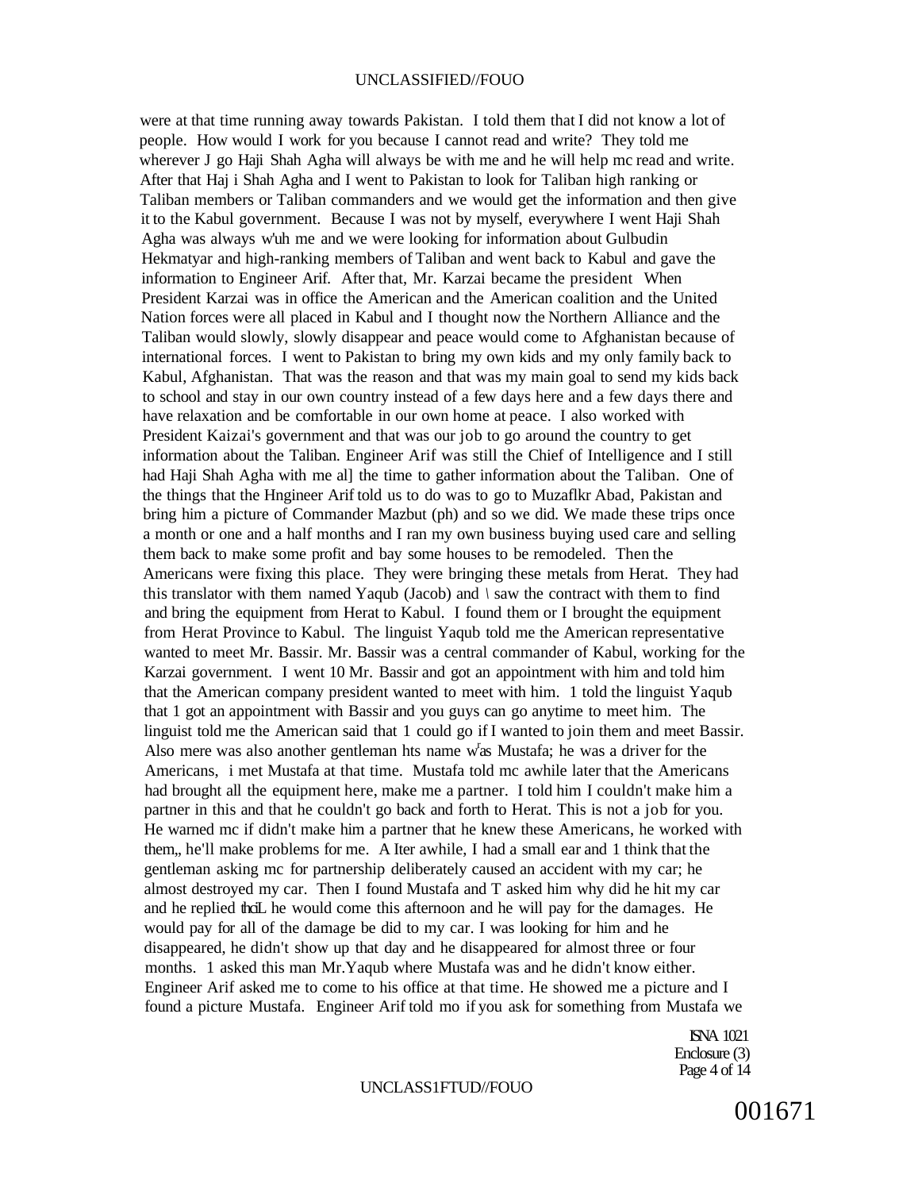were at that time running away towards Pakistan. I told them that I did not know a lot of people. How would I work for you because I cannot read and write? They told me wherever J go Haji Shah Agha will always be with me and he will help mc read and write. After that Haj i Shah Agha and I went to Pakistan to look for Taliban high ranking or Taliban members or Taliban commanders and we would get the information and then give it to the Kabul government. Because I was not by myself, everywhere I went Haji Shah Agha was always w'uh me and we were looking for information about Gulbudin Hekmatyar and high-ranking members of Taliban and went back to Kabul and gave the information to Engineer Arif. After that, Mr. Karzai became the president When President Karzai was in office the American and the American coalition and the United Nation forces were all placed in Kabul and I thought now the Northern Alliance and the Taliban would slowly, slowly disappear and peace would come to Afghanistan because of international forces. I went to Pakistan to bring my own kids and my only family back to Kabul, Afghanistan. That was the reason and that was my main goal to send my kids back to school and stay in our own country instead of a few days here and a few days there and have relaxation and be comfortable in our own home at peace. I also worked with President Kaizai's government and that was our job to go around the country to get information about the Taliban. Engineer Arif was still the Chief of Intelligence and I still had Haji Shah Agha with me al] the time to gather information about the Taliban. One of the things that the Hngineer Arif told us to do was to go to Muzaflkr Abad, Pakistan and bring him a picture of Commander Mazbut (ph) and so we did. We made these trips once a month or one and a half months and I ran my own business buying used care and selling them back to make some profit and bay some houses to be remodeled. Then the Americans were fixing this place. They were bringing these metals from Herat. They had this translator with them named Yaqub (Jacob) and \ saw the contract with them to find and bring the equipment from Herat to Kabul. I found them or I brought the equipment from Herat Province to Kabul. The linguist Yaqub told me the American representative wanted to meet Mr. Bassir. Mr. Bassir was a central commander of Kabul, working for the Karzai government. I went 10 Mr. Bassir and got an appointment with him and told him that the American company president wanted to meet with him. 1 told the linguist Yaqub that 1 got an appointment with Bassir and you guys can go anytime to meet him. The linguist told me the American said that 1 could go if I wanted to join them and meet Bassir. Also mere was also another gentleman hts name was Mustafa; he was a driver for the Americans, i met Mustafa at that time. Mustafa told mc awhile later that the Americans had brought all the equipment here, make me a partner. I told him I couldn't make him a partner in this and that he couldn't go back and forth to Herat. This is not a job for you. He warned mc if didn't make him a partner that he knew these Americans, he worked with them,, he'll make problems for me. A Iter awhile, I had a small ear and 1 think that the gentleman asking mc for partnership deliberately caused an accident with my car; he almost destroyed my car. Then I found Mustafa and T asked him why did he hit my car and he replied thciL he would come this afternoon and he will pay for the damages. He would pay for all of the damage be did to my car. I was looking for him and he disappeared, he didn't show up that day and he disappeared for almost three or four months. 1 asked this man Mr.Yaqub where Mustafa was and he didn't know either. Engineer Arif asked me to come to his office at that time. He showed me a picture and I found a picture Mustafa. Engineer Arif told mo if you ask for something from Mustafa we

ISNA 1021
Enclosure (3)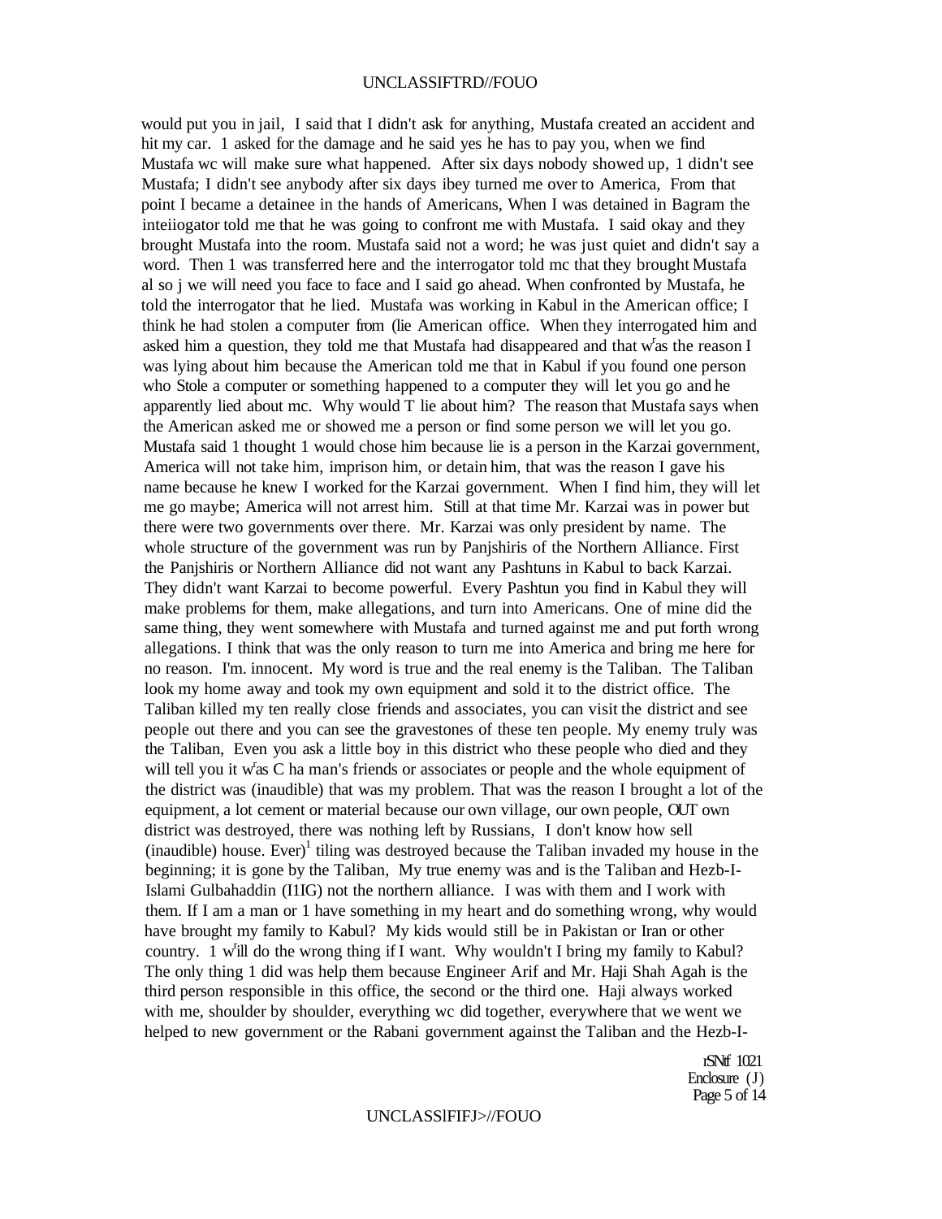would put you in jail, I said that I didn't ask for anything, Mustafa created an accident and hit my car. 1 asked for the damage and he said yes he has to pay you, when we find Mustafa wc will make sure what happened. After six days nobody showed up, 1 didn't see Mustafa; I didn't see anybody after six days ibey turned me over to America, From that point I became a detainee in the hands of Americans, When I was detained in Bagram the inteiiogator told me that he was going to confront me with Mustafa. I said okay and they brought Mustafa into the room. Mustafa said not a word; he was just quiet and didn't say a word. Then 1 was transferred here and the interrogator told mc that they brought Mustafa al so j we will need you face to face and I said go ahead. When confronted by Mustafa, he told the interrogator that he lied. Mustafa was working in Kabul in the American office; I think he had stolen a computer from (lie American office. When they interrogated him and asked him a question, they told me that Mustafa had disappeared and that w[r]as the reason I was lying about him because the American told me that in Kabul if you found one person who Stole a computer or something happened to a computer they will let you go and he apparently lied about mc. Why would T lie about him? The reason that Mustafa says when the American asked me or showed me a person or find some person we will let you go. Mustafa said 1 thought 1 would chose him because lie is a person in the Karzai government, America will not take him, imprison him, or detain him, that was the reason I gave his name because he knew I worked for the Karzai government. When I find him, they will let me go maybe; America will not arrest him. Still at that time Mr. Karzai was in power but there were two governments over there. Mr. Karzai was only president by name. The whole structure of the government was run by Panjshiris of the Northern Alliance. First the Panjshiris or Northern Alliance did not want any Pashtuns in Kabul to back Karzai. They didn't want Karzai to become powerful. Every Pashtun you find in Kabul they will make problems for them, make allegations, and turn into Americans. One of mine did the same thing, they went somewhere with Mustafa and turned against me and put forth wrong allegations. I think that was the only reason to turn me into America and bring me here for no reason. I'm. innocent. My word is true and the real enemy is the Taliban. The Taliban look my home away and took my own equipment and sold it to the district office. The Taliban killed my ten really close friends and associates, you can visit the district and see people out there and you can see the gravestones of these ten people. My enemy truly was the Taliban, Even you ask a little boy in this district who these people who died and they will tell you it w[r]as C ha man's friends or associates or people and the whole equipment of the district was (inaudible) that was my problem. That was the reason I brought a lot of the equipment, a lot cement or material because our own village, our own people, OUT own district was destroyed, there was nothing left by Russians, I don't know how sell (inaudible) house. Ever)[1] tiling was destroyed because the Taliban invaded my house in the beginning; it is gone by the Taliban, My true enemy was and is the Taliban and Hezb-I-Islami Gulbahaddin (I1IG) not the northern alliance. I was with them and I work with them. If I am a man or 1 have something in my heart and do something wrong, why would have brought my family to Kabul? My kids would still be in Pakistan or Iran or other country. 1 w[r]ill do the wrong thing if I want. Why wouldn't I bring my family to Kabul? The only thing 1 did was help them because Engineer Arif and Mr. Haji Shah Agah is the third person responsible in this office, the second or the third one. Haji always worked with me, shoulder by shoulder, everything wc did together, everywhere that we went we helped to new government or the Rabani government against the Taliban and the Hezb-I-

rSNtf 1021
Enclosure (J)
Page 5 of 14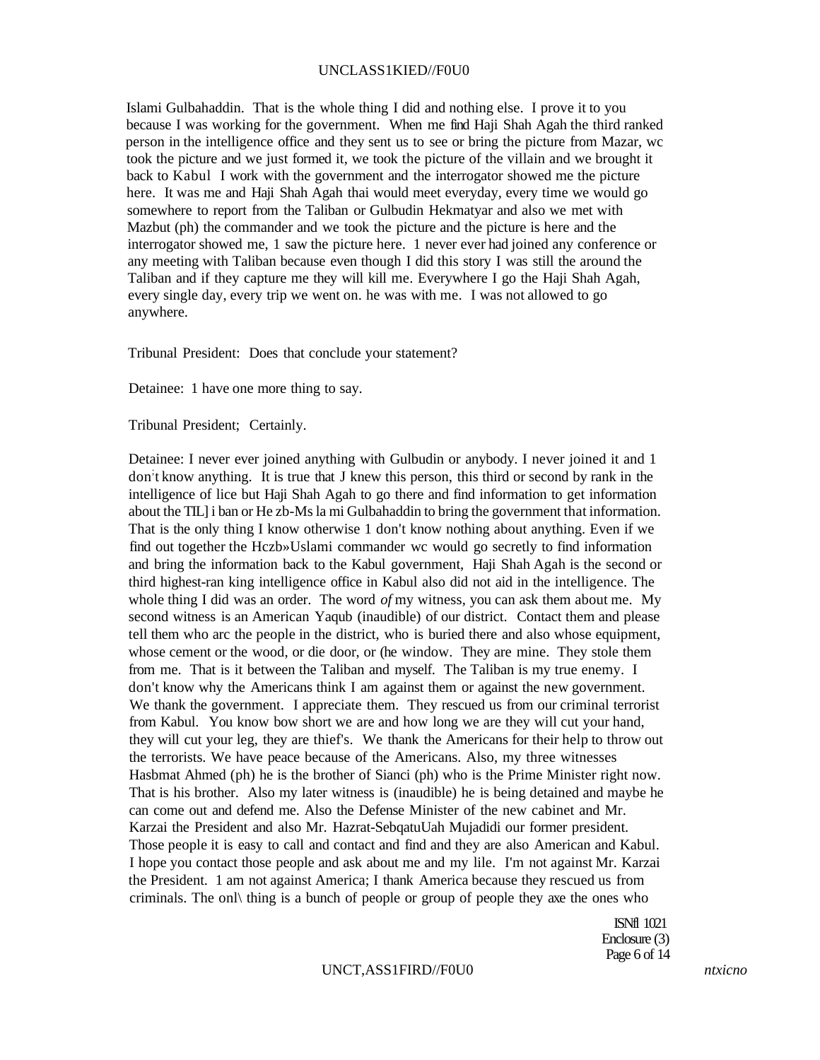Islami Gulbahaddin. That is the whole thing I did and nothing else. I prove it to you because I was working for the government. When me find Haji Shah Agah the third ranked person in the intelligence office and they sent us to see or bring the picture from Mazar, wc took the picture and we just formed it, we took the picture of the villain and we brought it back to Kabul I work with the government and the interrogator showed me the picture here. It was me and Haji Shah Agah thai would meet everyday, every time we would go somewhere to report from the Taliban or Gulbudin Hekmatyar and also we met with Mazbut (ph) the commander and we took the picture and the picture is here and the interrogator showed me, 1 saw the picture here. 1 never ever had joined any conference or any meeting with Taliban because even though I did this story I was still the around the Taliban and if they capture me they will kill me. Everywhere I go the Haji Shah Agah, every single day, every trip we went on. he was with me. I was not allowed to go anywhere.

Tribunal President: Does that conclude your statement?

Detainee: 1 have one more thing to say.

Tribunal President; Certainly.

Detainee: I never ever joined anything with Gulbudin or anybody. I never joined it and 1 don't know anything. It is true that J knew this person, this third or second by rank in the intelligence of lice but Haji Shah Agah to go there and find information to get information about the TIL] i ban or He zb-Ms la mi Gulbahaddin to bring the government that information. That is the only thing I know otherwise 1 don't know nothing about anything. Even if we find out together the Hczb»Uslami commander wc would go secretly to find information and bring the information back to the Kabul government, Haji Shah Agah is the second or third highest-ran king intelligence office in Kabul also did not aid in the intelligence. The whole thing I did was an order. The word *of* my witness, you can ask them about me. My second witness is an American Yaqub (inaudible) of our district. Contact them and please tell them who arc the people in the district, who is buried there and also whose equipment, whose cement or the wood, or die door, or (he window. They are mine. They stole them from me. That is it between the Taliban and myself. The Taliban is my true enemy. I don't know why the Americans think I am against them or against the new government. We thank the government. I appreciate them. They rescued us from our criminal terrorist from Kabul. You know bow short we are and how long we are they will cut your hand, they will cut your leg, they are thief's. We thank the Americans for their help to throw out the terrorists. We have peace because of the Americans. Also, my three witnesses Hasbmat Ahmed (ph) he is the brother of Sianci (ph) who is the Prime Minister right now. That is his brother. Also my later witness is (inaudible) he is being detained and maybe he can come out and defend me. Also the Defense Minister of the new cabinet and Mr. Karzai the President and also Mr. Hazrat-SebqatuUah Mujadidi our former president. Those people it is easy to call and contact and find and they are also American and Kabul. I hope you contact those people and ask about me and my lile. I'm not against Mr. Karzai the President. 1 am not against America; I thank America because they rescued us from criminals. The onl\ thing is a bunch of people or group of people they axe the ones who

ISNfl 1021
Enclosure (3)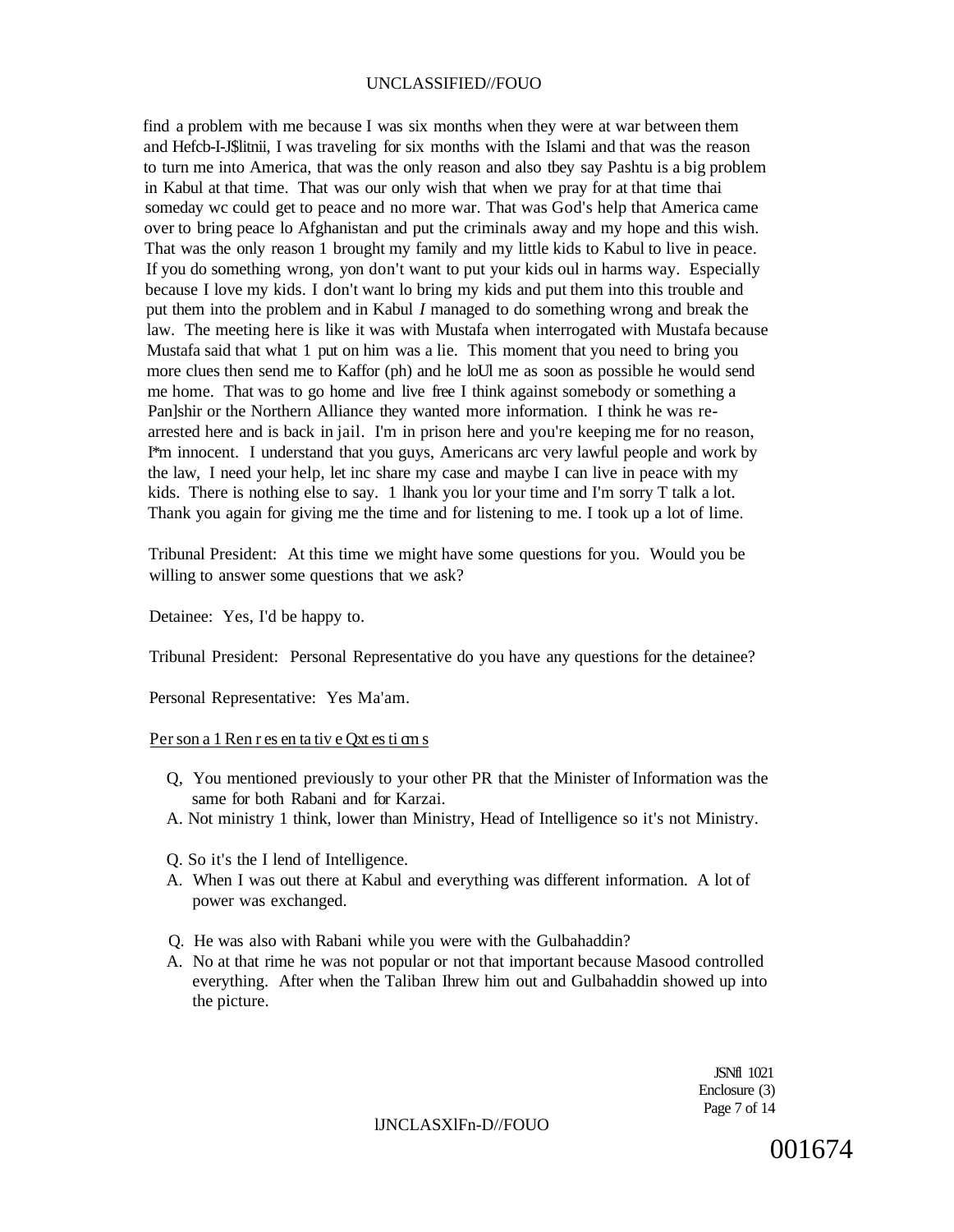find a problem with me because I was six months when they were at war between them and Hefcb-I-J$litnii, I was traveling for six months with the Islami and that was the reason to turn me into America, that was the only reason and also tbey say Pashtu is a big problem in Kabul at that time. That was our only wish that when we pray for at that time thai someday wc could get to peace and no more war. That was God's help that America came over to bring peace lo Afghanistan and put the criminals away and my hope and this wish. That was the only reason 1 brought my family and my little kids to Kabul to live in peace. If you do something wrong, yon don't want to put your kids oul in harms way. Especially because I love my kids. I don't want lo bring my kids and put them into this trouble and put them into the problem and in Kabul *I* managed to do something wrong and break the law. The meeting here is like it was with Mustafa when interrogated with Mustafa because Mustafa said that what 1 put on him was a lie. This moment that you need to bring you more clues then send me to Kaffor (ph) and he loUl me as soon as possible he would send me home. That was to go home and live free I think against somebody or something a Pan]shir or the Northern Alliance they wanted more information. I think he was re-arrested here and is back in jail. I'm in prison here and you're keeping me for no reason, I*m innocent. I understand that you guys, Americans arc very lawful people and work by the law, I need your help, let inc share my case and maybe I can live in peace with my kids. There is nothing else to say. 1 lhank you lor your time and I'm sorry T talk a lot. Thank you again for giving me the time and for listening to me. I took up a lot of lime.

Tribunal President: At this time we might have some questions for you. Would you be willing to answer some questions that we ask?

Detainee: Yes, I'd be happy to.

Tribunal President: Personal Representative do you have any questions for the detainee?

Personal Representative: Yes Ma'am.

Per son a 1 Ren r es en ta tiv e Qxt es ti cm s

Q, You mentioned previously to your other PR that the Minister of Information was the same for both Rabani and for Karzai.

A. Not ministry 1 think, lower than Ministry, Head of Intelligence so it's not Ministry.

Q. So it's the I lend of Intelligence.

A. When I was out there at Kabul and everything was different information. A lot of power was exchanged.

Q. He was also with Rabani while you were with the Gulbahaddin?

A. No at that rime he was not popular or not that important because Masood controlled everything. After when the Taliban Ihrew him out and Gulbahaddin showed up into the picture.

JSNfl 1021
Enclosure (3)

001674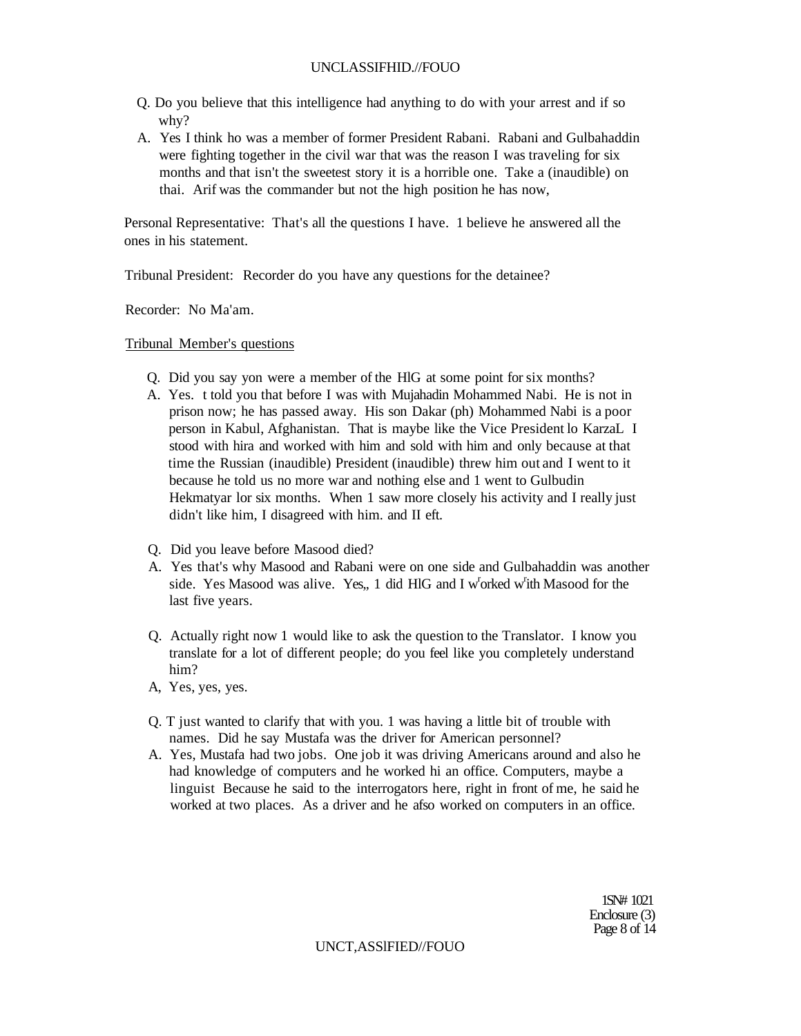- Q. Do you believe that this intelligence had anything to do with your arrest and if so why?
- A. Yes I think ho was a member of former President Rabani. Rabani and Gulbahaddin were fighting together in the civil war that was the reason I was traveling for six months and that isn't the sweetest story it is a horrible one. Take a (inaudible) on thai. Arif was the commander but not the high position he has now,

Personal Representative: That's all the questions I have. 1 believe he answered all the ones in his statement.

Tribunal President: Recorder do you have any questions for the detainee?

Recorder: No Ma'am.

<u>Tribunal Member's questions</u>

- Q. Did you say yon were a member of the HlG at some point for six months?
- A. Yes. t told you that before I was with Mujahadin Mohammed Nabi. He is not in prison now; he has passed away. His son Dakar (ph) Mohammed Nabi is a poor person in Kabul, Afghanistan. That is maybe like the Vice President lo KarzaL I stood with hira and worked with him and sold with him and only because at that time the Russian (inaudible) President (inaudible) threw him out and I went to it because he told us no more war and nothing else and 1 went to Gulbudin Hekmatyar lor six months. When 1 saw more closely his activity and I really just didn't like him, I disagreed with him. and II eft.

- Q. Did you leave before Masood died?
- A. Yes that's why Masood and Rabani were on one side and Gulbahaddin was another side. Yes Masood was alive. Yes,, 1 did HlG and I worked with Masood for the last five years.

- Q. Actually right now 1 would like to ask the question to the Translator. I know you translate for a lot of different people; do you feel like you completely understand him?
- A, Yes, yes, yes.

- Q. T just wanted to clarify that with you. 1 was having a little bit of trouble with names. Did he say Mustafa was the driver for American personnel?
- A. Yes, Mustafa had two jobs. One job it was driving Americans around and also he had knowledge of computers and he worked hi an office. Computers, maybe a linguist Because he said to the interrogators here, right in front of me, he said he worked at two places. As a driver and he afso worked on computers in an office.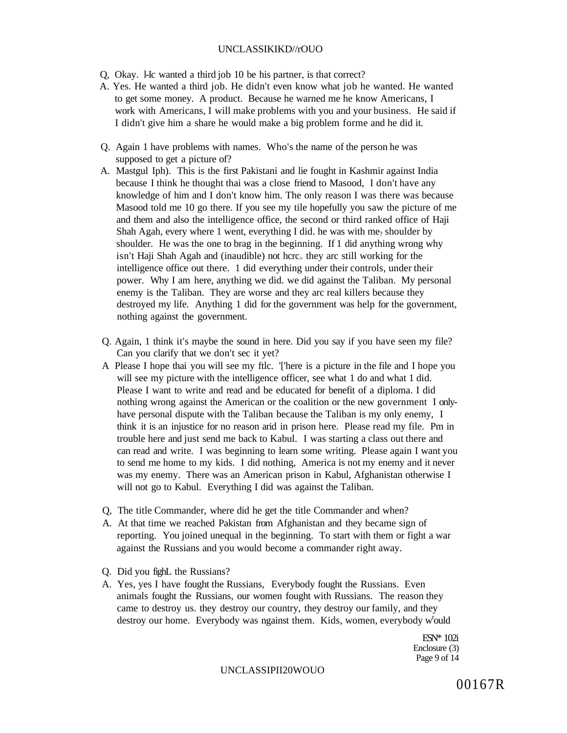Q, Okay. l-Ic wanted a third job 10 be his partner, is that correct?

A. Yes. He wanted a third job. He didn't even know what job he wanted. He wanted to get some money. A product. Because he warned me he know Americans, I work with Americans, I will make problems with you and your business. He said if I didn't give him a share he would make a big problem forme and he did it.

Q. Again 1 have problems with names. Who's the name of the person he was supposed to get a picture of?

A. Mastgul Iph). This is the first Pakistani and lie fought in Kashmir against India because I think he thought thai was a close friend to Masood, I don't have any knowledge of him and I don't know him. The only reason I was there was because Masood told me 10 go there. If you see my tile hopefully you saw the picture of me and them and also the intelligence office, the second or third ranked office of Haji Shah Agah, every where 1 went, everything I did. he was with me? shoulder by shoulder. He was the one to brag in the beginning. If 1 did anything wrong why isn't Haji Shah Agah and (inaudible) not hcrc> they arc still working for the intelligence office out there. 1 did everything under their controls, under their power. Why I am here, anything we did. we did against the Taliban. My personal enemy is the Taliban. They are worse and they arc real killers because they destroyed my life. Anything 1 did for the government was help for the government, nothing against the government.

Q. Again, 1 think it's maybe the sound in here. Did you say if you have seen my file? Can you clarify that we don't sec it yet?

A Please I hope thai you will see my ftlc. '['here is a picture in the file and I hope you will see my picture with the intelligence officer, see what 1 do and what 1 did. Please I want to write and read and be educated for benefit of a diploma. I did nothing wrong against the American or the coalition or the new government I only-have personal dispute with the Taliban because the Taliban is my only enemy, I think it is an injustice for no reason arid in prison here. Please read my file. Pm in trouble here and just send me back to Kabul. I was starting a class out there and can read and write. I was beginning to learn some writing. Please again I want you to send me home to my kids. I did nothing, America is not my enemy and it never was my enemy. There was an American prison in Kabul, Afghanistan otherwise I will not go to Kabul. Everything I did was against the Taliban.

Q, The title Commander, where did he get the title Commander and when?

A. At that time we reached Pakistan from Afghanistan and they became sign of reporting. You joined unequal in the beginning. To start with them or fight a war against the Russians and you would become a commander right away.

Q. Did you fighL the Russians?

A. Yes, yes I have fought the Russians, Everybody fought the Russians. Even animals fought the Russians, our women fought with Russians. The reason they came to destroy us. they destroy our country, they destroy our family, and they destroy our home. Everybody was ngainst them. Kids, women, everybody would

ESN* 102i
Enclosure (3)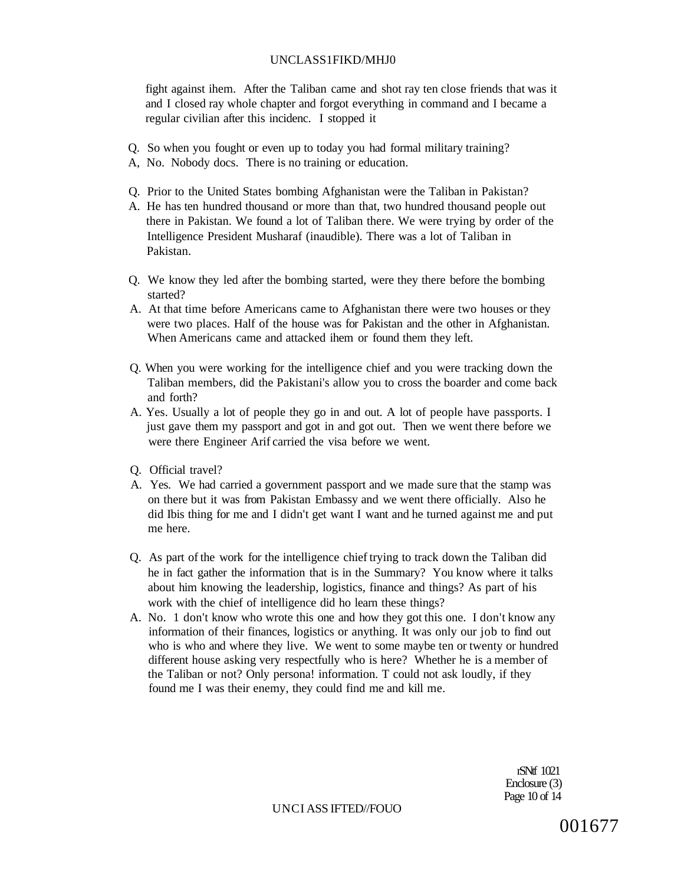fight against ihem. After the Taliban came and shot ray ten close friends that was it and I closed ray whole chapter and forgot everything in command and I became a regular civilian after this incidenc. I stopped it

Q. So when you fought or even up to today you had formal military training?
A, No. Nobody docs. There is no training or education.

Q. Prior to the United States bombing Afghanistan were the Taliban in Pakistan?
A. He has ten hundred thousand or more than that, two hundred thousand people out there in Pakistan. We found a lot of Taliban there. We were trying by order of the Intelligence President Musharaf (inaudible). There was a lot of Taliban in Pakistan.

Q. We know they led after the bombing started, were they there before the bombing started?
A. At that time before Americans came to Afghanistan there were two houses or they were two places. Half of the house was for Pakistan and the other in Afghanistan. When Americans came and attacked ihem or found them they left.

Q. When you were working for the intelligence chief and you were tracking down the Taliban members, did the Pakistani's allow you to cross the boarder and come back and forth?
A. Yes. Usually a lot of people they go in and out. A lot of people have passports. I just gave them my passport and got in and got out. Then we went there before we were there Engineer Arif carried the visa before we went.

Q. Official travel?
A. Yes. We had carried a government passport and we made sure that the stamp was on there but it was from Pakistan Embassy and we went there officially. Also he did Ibis thing for me and I didn't get want I want and he turned against me and put me here.

Q. As part of the work for the intelligence chief trying to track down the Taliban did he in fact gather the information that is in the Summary? You know where it talks about him knowing the leadership, logistics, finance and things? As part of his work with the chief of intelligence did ho learn these things?
A. No. 1 don't know who wrote this one and how they got this one. I don't know any information of their finances, logistics or anything. It was only our job to find out who is who and where they live. We went to some maybe ten or twenty or hundred different house asking very respectfully who is here? Whether he is a member of the Taliban or not? Only persona! information. T could not ask loudly, if they found me I was their enemy, they could find me and kill me.

rSNtf 1021
Enclosure (3)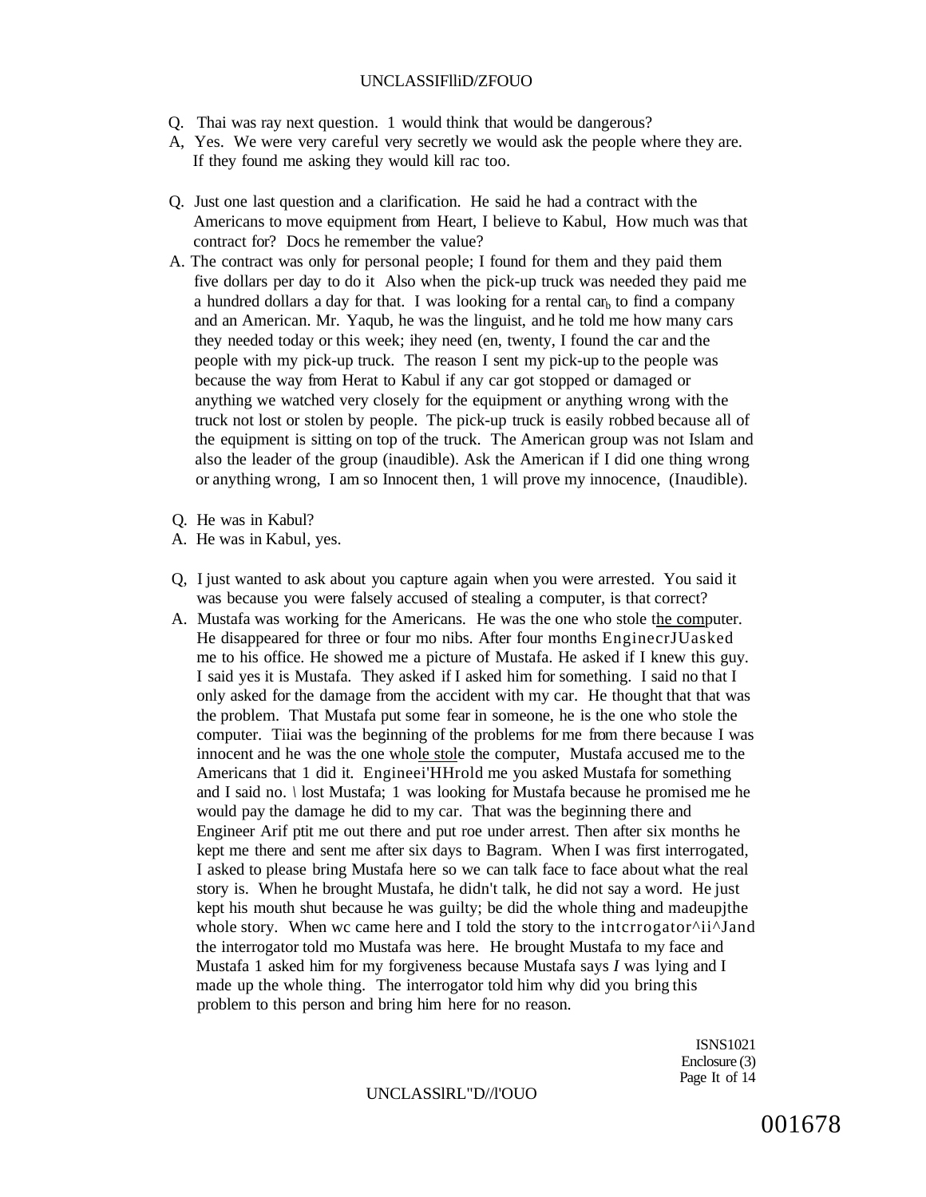Q. Thai was ray next question. 1 would think that would be dangerous?

A, Yes. We were very careful very secretly we would ask the people where they are. If they found me asking they would kill rac too.

Q. Just one last question and a clarification. He said he had a contract with the Americans to move equipment from Heart, I believe to Kabul, How much was that contract for? Docs he remember the value?

A. The contract was only for personal people; I found for them and they paid them five dollars per day to do it Also when the pick-up truck was needed they paid me a hundred dollars a day for that. I was looking for a rental $car_b$ to find a company and an American. Mr. Yaqub, he was the linguist, and he told me how many cars they needed today or this week; ihey need (en, twenty, I found the car and the people with my pick-up truck. The reason I sent my pick-up to the people was because the way from Herat to Kabul if any car got stopped or damaged or anything we watched very closely for the equipment or anything wrong with the truck not lost or stolen by people. The pick-up truck is easily robbed because all of the equipment is sitting on top of the truck. The American group was not Islam and also the leader of the group (inaudible). Ask the American if I did one thing wrong or anything wrong, I am so Innocent then, 1 will prove my innocence, (Inaudible).

Q. He was in Kabul?

A. He was in Kabul, yes.

Q, I just wanted to ask about you capture again when you were arrested. You said it was because you were falsely accused of stealing a computer, is that correct?

A. Mustafa was working for the Americans. He was the one who stole the computer. He disappeared for three or four mo nibs. After four months EnginecrJUasked me to his office. He showed me a picture of Mustafa. He asked if I knew this guy. I said yes it is Mustafa. They asked if I asked him for something. I said no that I only asked for the damage from the accident with my car. He thought that that was the problem. That Mustafa put some fear in someone, he is the one who stole the computer. Tiiai was the beginning of the problems for me from there because I was innocent and he was the one whole stole the computer, Mustafa accused me to the Americans that 1 did it. Engineei'HHrold me you asked Mustafa for something and I said no. \ lost Mustafa; 1 was looking for Mustafa because he promised me he would pay the damage he did to my car. That was the beginning there and Engineer Arif ptit me out there and put roe under arrest. Then after six months he kept me there and sent me after six days to Bagram. When I was first interrogated, I asked to please bring Mustafa here so we can talk face to face about what the real story is. When he brought Mustafa, he didn't talk, he did not say a word. He just kept his mouth shut because he was guilty; be did the whole thing and madeupjthe whole story. When wc came here and I told the story to the intcrrogator^ii^Jand the interrogator told mo Mustafa was here. He brought Mustafa to my face and Mustafa 1 asked him for my forgiveness because Mustafa says *I* was lying and I made up the whole thing. The interrogator told him why did you bring this problem to this person and bring him here for no reason.

ISNS1021
Enclosure (3)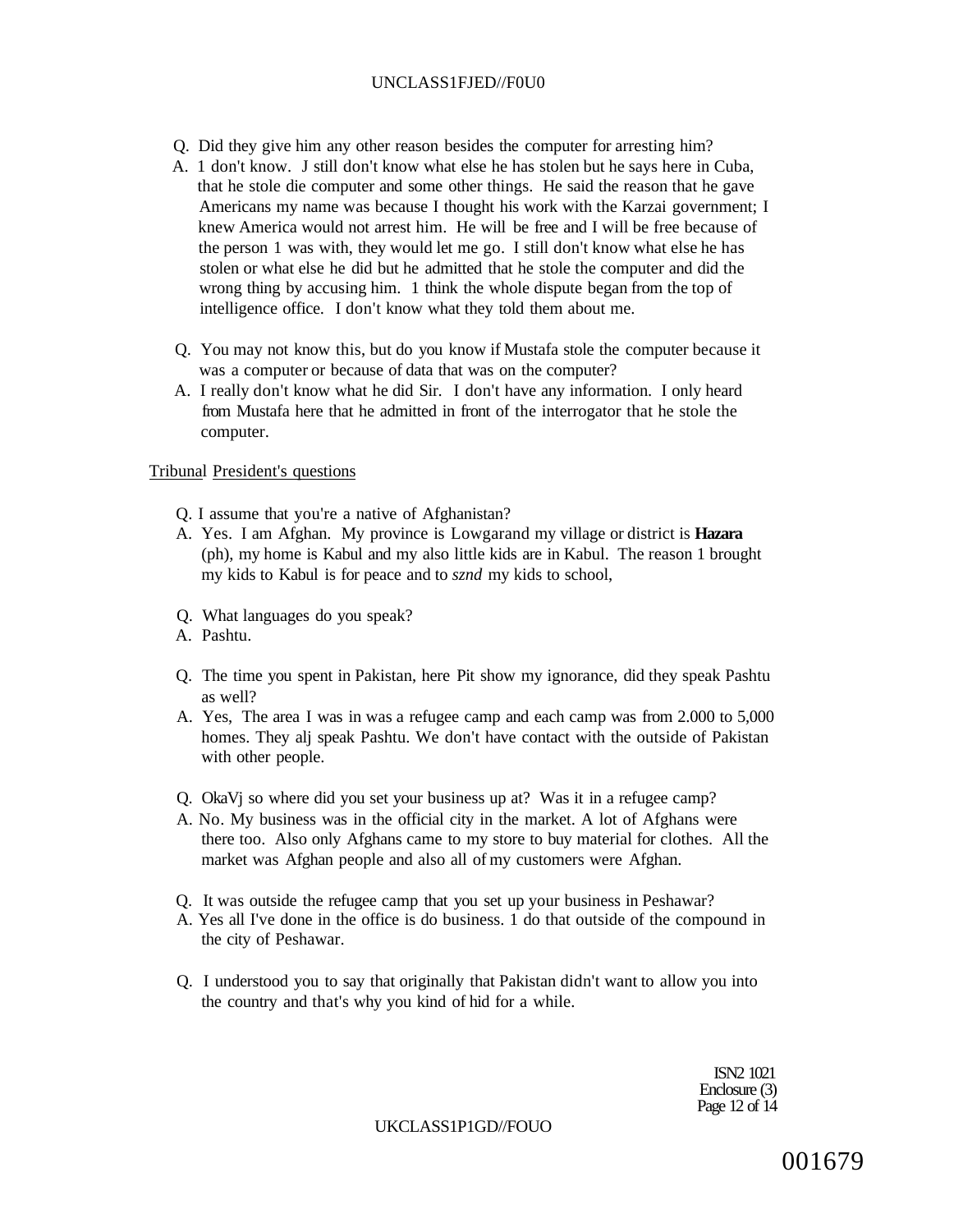Q. Did they give him any other reason besides the computer for arresting him?

A. 1 don't know. J still don't know what else he has stolen but he says here in Cuba, that he stole die computer and some other things. He said the reason that he gave Americans my name was because I thought his work with the Karzai government; I knew America would not arrest him. He will be free and I will be free because of the person 1 was with, they would let me go. I still don't know what else he has stolen or what else he did but he admitted that he stole the computer and did the wrong thing by accusing him. 1 think the whole dispute began from the top of intelligence office. I don't know what they told them about me.

Q. You may not know this, but do you know if Mustafa stole the computer because it was a computer or because of data that was on the computer?

A. I really don't know what he did Sir. I don't have any information. I only heard from Mustafa here that he admitted in front of the interrogator that he stole the computer.

Tribunal President's questions

Q. I assume that you're a native of Afghanistan?

A. Yes. I am Afghan. My province is Lowgarand my village or district is **Hazara** (ph), my home is Kabul and my also little kids are in Kabul. The reason 1 brought my kids to Kabul is for peace and to *sznd* my kids to school,

Q. What languages do you speak?

A. Pashtu.

Q. The time you spent in Pakistan, here Pit show my ignorance, did they speak Pashtu as well?

A. Yes, The area I was in was a refugee camp and each camp was from 2.000 to 5,000 homes. They alj speak Pashtu. We don't have contact with the outside of Pakistan with other people.

Q. OkaVj so where did you set your business up at? Was it in a refugee camp?

A. No. My business was in the official city in the market. A lot of Afghans were there too. Also only Afghans came to my store to buy material for clothes. All the market was Afghan people and also all of my customers were Afghan.

Q. It was outside the refugee camp that you set up your business in Peshawar?

A. Yes all I've done in the office is do business. 1 do that outside of the compound in the city of Peshawar.

Q. I understood you to say that originally that Pakistan didn't want to allow you into the country and that's why you kind of hid for a while.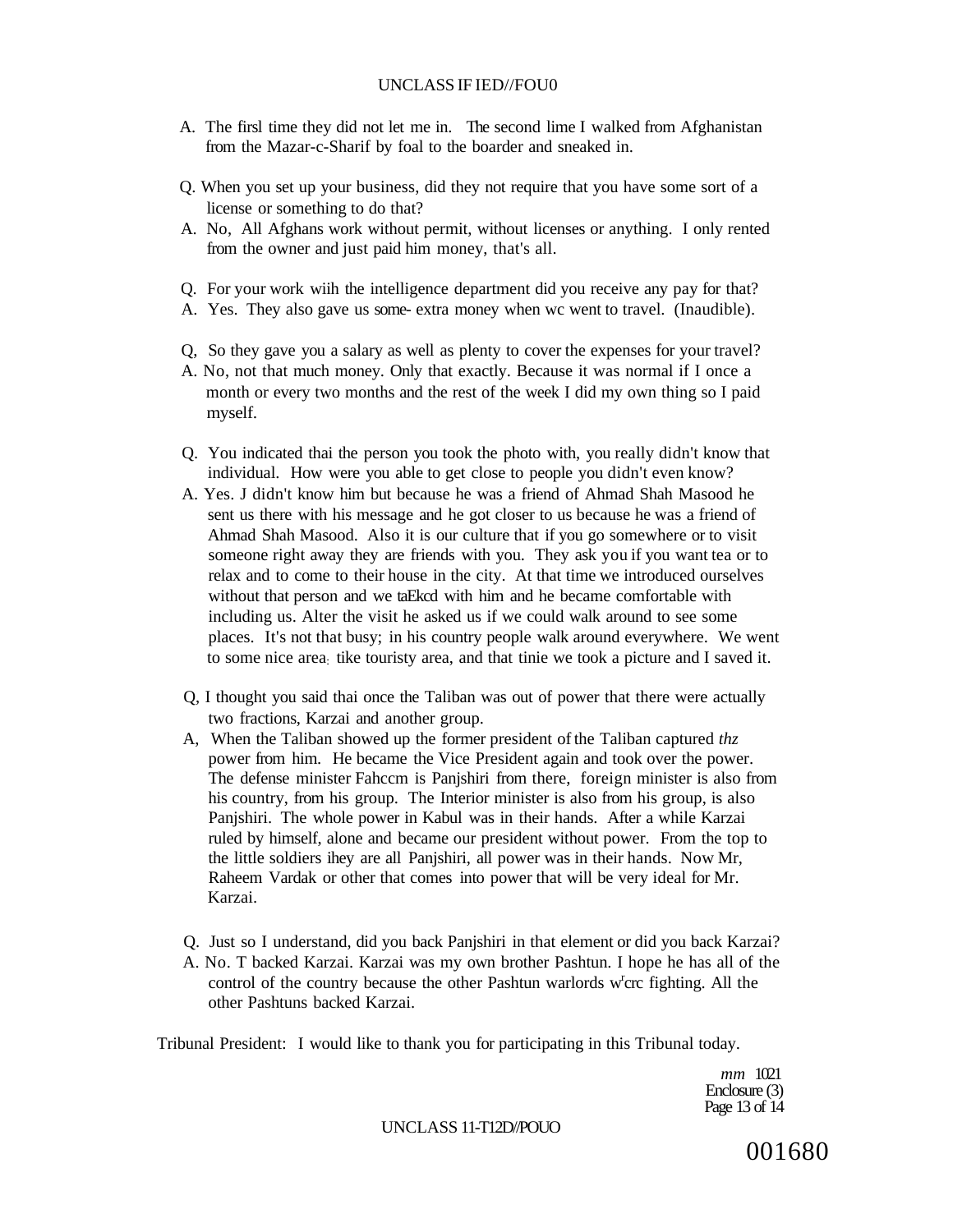A. The firsl time they did not let me in. The second lime I walked from Afghanistan from the Mazar-c-Sharif by foal to the boarder and sneaked in.

Q. When you set up your business, did they not require that you have some sort of a license or something to do that?

A. No, All Afghans work without permit, without licenses or anything. I only rented from the owner and just paid him money, that's all.

Q. For your work wiih the intelligence department did you receive any pay for that?

A. Yes. They also gave us some- extra money when wc went to travel. (Inaudible).

Q, So they gave you a salary as well as plenty to cover the expenses for your travel?

A. No, not that much money. Only that exactly. Because it was normal if I once a month or every two months and the rest of the week I did my own thing so I paid myself.

Q. You indicated thai the person you took the photo with, you really didn't know that individual. How were you able to get close to people you didn't even know?

A. Yes. J didn't know him but because he was a friend of Ahmad Shah Masood he sent us there with his message and he got closer to us because he was a friend of Ahmad Shah Masood. Also it is our culture that if you go somewhere or to visit someone right away they are friends with you. They ask you if you want tea or to relax and to come to their house in the city. At that time we introduced ourselves without that person and we taEkcd with him and he became comfortable with including us. Alter the visit he asked us if we could walk around to see some places. It's not that busy; in his country people walk around everywhere. We went to some nice area; tike touristy area, and that tinie we took a picture and I saved it.

Q, I thought you said thai once the Taliban was out of power that there were actually two fractions, Karzai and another group.

A, When the Taliban showed up the former president of the Taliban captured *thz* power from him. He became the Vice President again and took over the power. The defense minister Fahccm is Panjshiri from there, foreign minister is also from his country, from his group. The Interior minister is also from his group, is also Panjshiri. The whole power in Kabul was in their hands. After a while Karzai ruled by himself, alone and became our president without power. From the top to the little soldiers ihey are all Panjshiri, all power was in their hands. Now Mr, Raheem Vardak or other that comes into power that will be very ideal for Mr. Karzai.

Q. Just so I understand, did you back Panjshiri in that element or did you back Karzai?

A. No. T backed Karzai. Karzai was my own brother Pashtun. I hope he has all of the control of the country because the other Pashtun warlords w'crc fighting. All the other Pashtuns backed Karzai.

Tribunal President: I would like to thank you for participating in this Tribunal today.

*mm* 1021
Enclosure (3)
Page 13 of 14

001680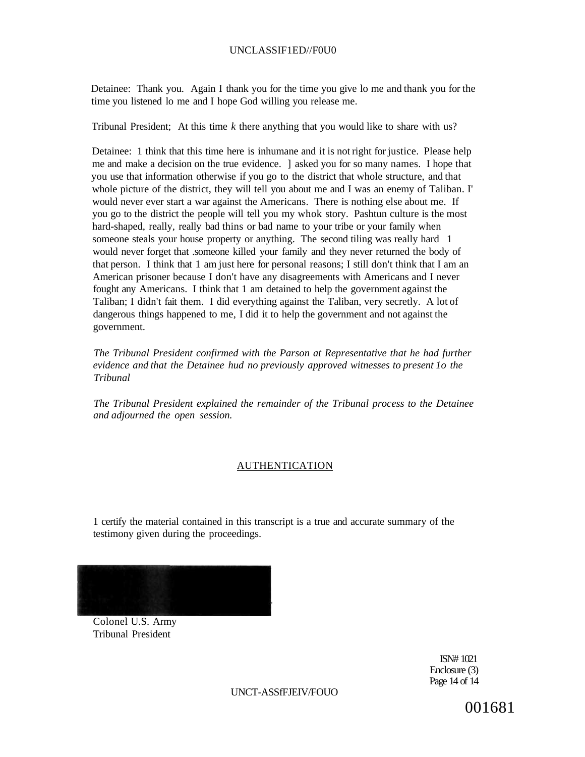Detainee: Thank you. Again I thank you for the time you give lo me and thank you for the time you listened lo me and I hope God willing you release me.

Tribunal President; At this time *k* there anything that you would like to share with us?

Detainee: 1 think that this time here is inhumane and it is not right for justice. Please help me and make a decision on the true evidence. ] asked you for so many names. I hope that you use that information otherwise if you go to the district that whole structure, and that whole picture of the district, they will tell you about me and I was an enemy of Taliban. I' would never ever start a war against the Americans. There is nothing else about me. If you go to the district the people will tell you my whok story. Pashtun culture is the most hard-shaped, really, really bad thins or bad name to your tribe or your family when someone steals your house property or anything. The second tiling was really hard 1 would never forget that .someone killed your family and they never returned the body of that person. I think that 1 am just here for personal reasons; I still don't think that I am an American prisoner because I don't have any disagreements with Americans and I never fought any Americans. I think that 1 am detained to help the government against the Taliban; I didn't fait them. I did everything against the Taliban, very secretly. A lot of dangerous things happened to me, I did it to help the government and not against the government.

*The Tribunal President confirmed with the Parson at Representative that he had further evidence and that the Detainee hud no previously approved witnesses to present 1o the Tribunal*

*The Tribunal President explained the remainder of the Tribunal process to the Detainee and adjourned the open session.*

## AUTHENTICATION

1 certify the material contained in this transcript is a true and accurate summary of the testimony given during the proceedings.

Colonel U.S. Army
Tribunal President

ISN# 1021
Enclosure (3)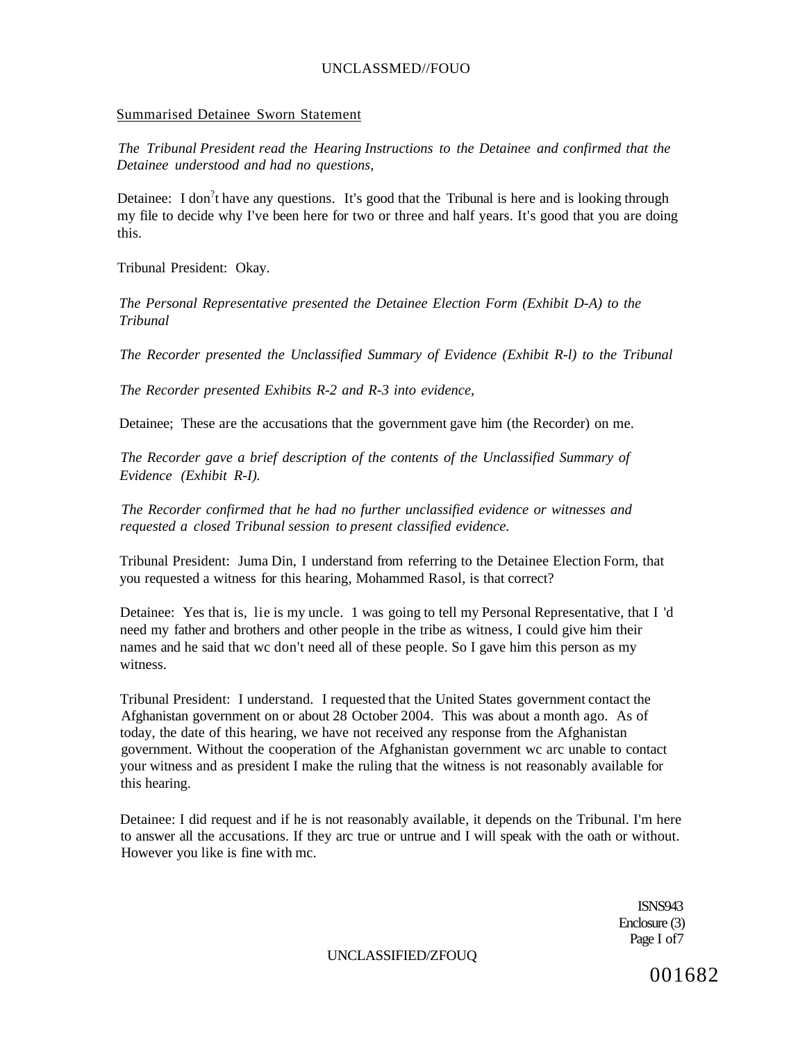Summarised Detainee Sworn Statement

*The Tribunal President read the Hearing Instructions to the Detainee and confirmed that the Detainee understood and had no questions,*

Detainee: I don't have any questions. It's good that the Tribunal is here and is looking through my file to decide why I've been here for two or three and half years. It's good that you are doing this.

Tribunal President: Okay.

*The Personal Representative presented the Detainee Election Form (Exhibit D-A) to the Tribunal*

*The Recorder presented the Unclassified Summary of Evidence (Exhibit R-l) to the Tribunal*

*The Recorder presented Exhibits R-2 and R-3 into evidence,*

Detainee; These are the accusations that the government gave him (the Recorder) on me.

*The Recorder gave a brief description of the contents of the Unclassified Summary of Evidence (Exhibit R-I).*

*The Recorder confirmed that he had no further unclassified evidence or witnesses and requested a closed Tribunal session to present classified evidence.*

Tribunal President: Juma Din, I understand from referring to the Detainee Election Form, that you requested a witness for this hearing, Mohammed Rasol, is that correct?

Detainee: Yes that is, lie is my uncle. 1 was going to tell my Personal Representative, that I 'd need my father and brothers and other people in the tribe as witness, I could give him their names and he said that wc don't need all of these people. So I gave him this person as my witness.

Tribunal President: I understand. I requested that the United States government contact the Afghanistan government on or about 28 October 2004. This was about a month ago. As of today, the date of this hearing, we have not received any response from the Afghanistan government. Without the cooperation of the Afghanistan government wc arc unable to contact your witness and as president I make the ruling that the witness is not reasonably available for this hearing.

Detainee: I did request and if he is not reasonably available, it depends on the Tribunal. I'm here to answer all the accusations. If they arc true or untrue and I will speak with the oath or without. However you like is fine with mc.

ISNS943
Enclosure (3)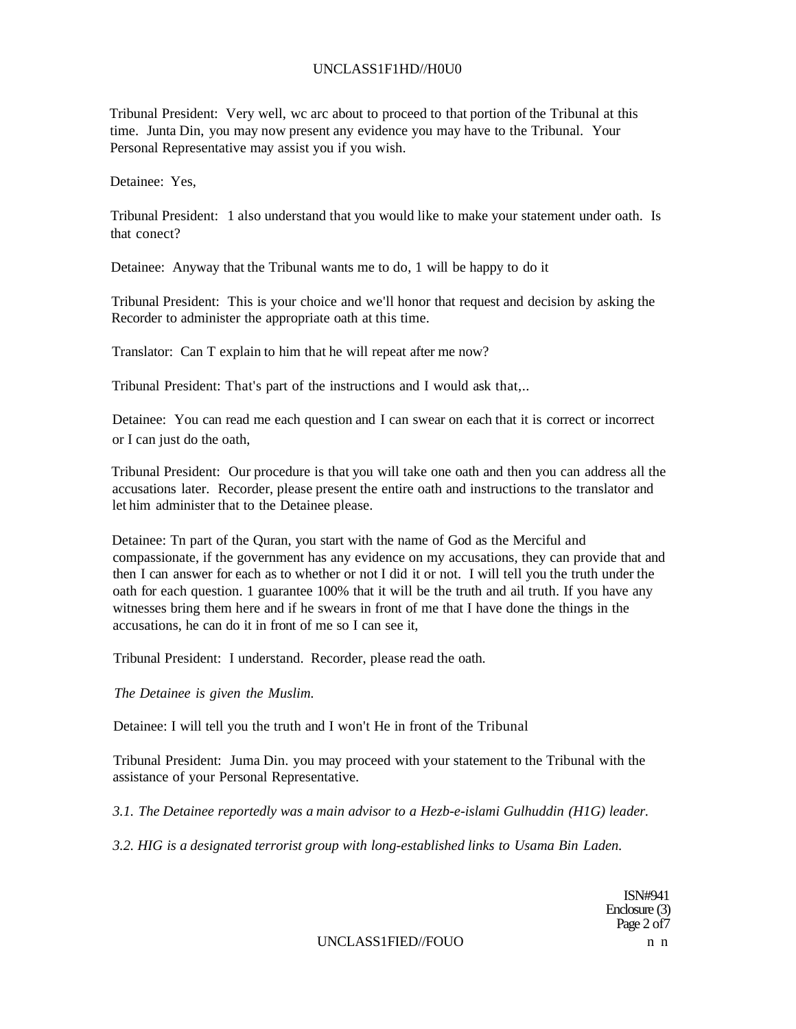Tribunal President: Very well, wc arc about to proceed to that portion of the Tribunal at this time. Junta Din, you may now present any evidence you may have to the Tribunal. Your Personal Representative may assist you if you wish.

Detainee: Yes,

Tribunal President: 1 also understand that you would like to make your statement under oath. Is that conect?

Detainee: Anyway that the Tribunal wants me to do, 1 will be happy to do it

Tribunal President: This is your choice and we'll honor that request and decision by asking the Recorder to administer the appropriate oath at this time.

Translator: Can T explain to him that he will repeat after me now?

Tribunal President: That's part of the instructions and I would ask that,..

Detainee: You can read me each question and I can swear on each that it is correct or incorrect or I can just do the oath,

Tribunal President: Our procedure is that you will take one oath and then you can address all the accusations later. Recorder, please present the entire oath and instructions to the translator and let him administer that to the Detainee please.

Detainee: Tn part of the Quran, you start with the name of God as the Merciful and compassionate, if the government has any evidence on my accusations, they can provide that and then I can answer for each as to whether or not I did it or not. I will tell you the truth under the oath for each question. 1 guarantee 100% that it will be the truth and ail truth. If you have any witnesses bring them here and if he swears in front of me that I have done the things in the accusations, he can do it in front of me so I can see it,

Tribunal President: I understand. Recorder, please read the oath.

*The Detainee is given the Muslim.*

Detainee: I will tell you the truth and I won't He in front of the Tribunal

Tribunal President: Juma Din. you may proceed with your statement to the Tribunal with the assistance of your Personal Representative.

*3.1. The Detainee reportedly was a main advisor to a Hezb-e-islami Gulhuddin (H1G) leader.*

*3.2. HIG is a designated terrorist group with long-established links to Usama Bin Laden.*

ISN#941
Enclosure (3)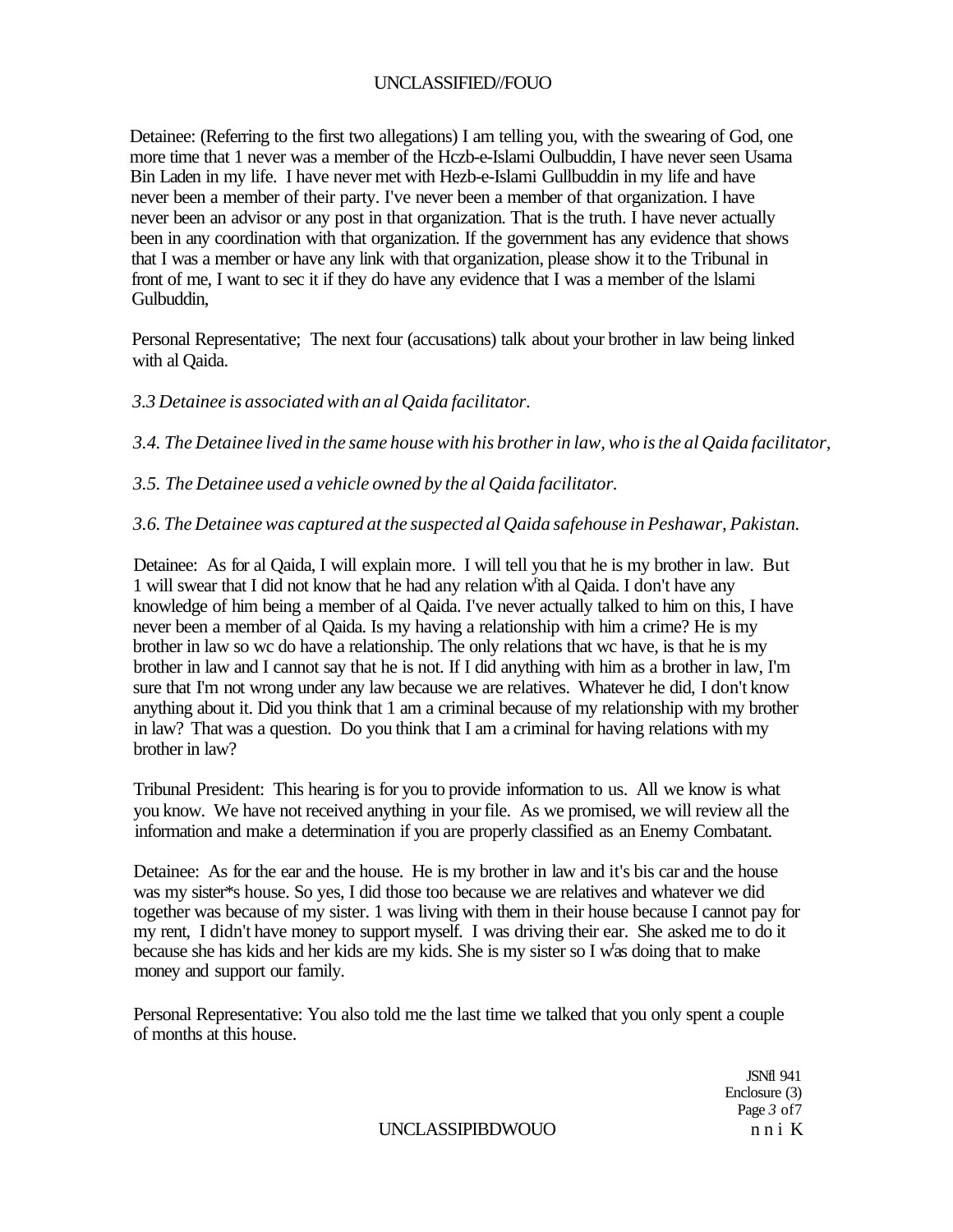Detainee: (Referring to the first two allegations) I am telling you, with the swearing of God, one more time that 1 never was a member of the Hczb-e-Islami Oulbuddin, I have never seen Usama Bin Laden in my life. I have never met with Hezb-e-Islami Gullbuddin in my life and have never been a member of their party. I've never been a member of that organization. I have never been an advisor or any post in that organization. That is the truth. I have never actually been in any coordination with that organization. If the government has any evidence that shows that I was a member or have any link with that organization, please show it to the Tribunal in front of me, I want to sec it if they do have any evidence that I was a member of the lslami Gulbuddin,

Personal Representative; The next four (accusations) talk about your brother in law being linked with al Qaida.

*3.3 Detainee is associated with an al Qaida facilitator.*

*3.4. The Detainee lived in the same house with his brother in law, who is the al Qaida facilitator,*

*3.5. The Detainee used a vehicle owned by the al Qaida facilitator.*

*3.6. The Detainee was captured at the suspected al Qaida safehouse in Peshawar, Pakistan.*

Detainee: As for al Qaida, I will explain more. I will tell you that he is my brother in law. But 1 will swear that I did not know that he had any relation with al Qaida. I don't have any knowledge of him being a member of al Qaida. I've never actually talked to him on this, I have never been a member of al Qaida. Is my having a relationship with him a crime? He is my brother in law so wc do have a relationship. The only relations that wc have, is that he is my brother in law and I cannot say that he is not. If I did anything with him as a brother in law, I'm sure that I'm not wrong under any law because we are relatives. Whatever he did, I don't know anything about it. Did you think that 1 am a criminal because of my relationship with my brother in law? That was a question. Do you think that I am a criminal for having relations with my brother in law?

Tribunal President: This hearing is for you to provide information to us. All we know is what you know. We have not received anything in your file. As we promised, we will review all the information and make a determination if you are properly classified as an Enemy Combatant.

Detainee: As for the ear and the house. He is my brother in law and it's bis car and the house was my sister*s house. So yes, I did those too because we are relatives and whatever we did together was because of my sister. 1 was living with them in their house because I cannot pay for my rent, I didn't have money to support myself. I was driving their ear. She asked me to do it because she has kids and her kids are my kids. She is my sister so I was doing that to make money and support our family.

Personal Representative: You also told me the last time we talked that you only spent a couple of months at this house.

JSNfl 941
Enclosure (3)
Page 3 of 7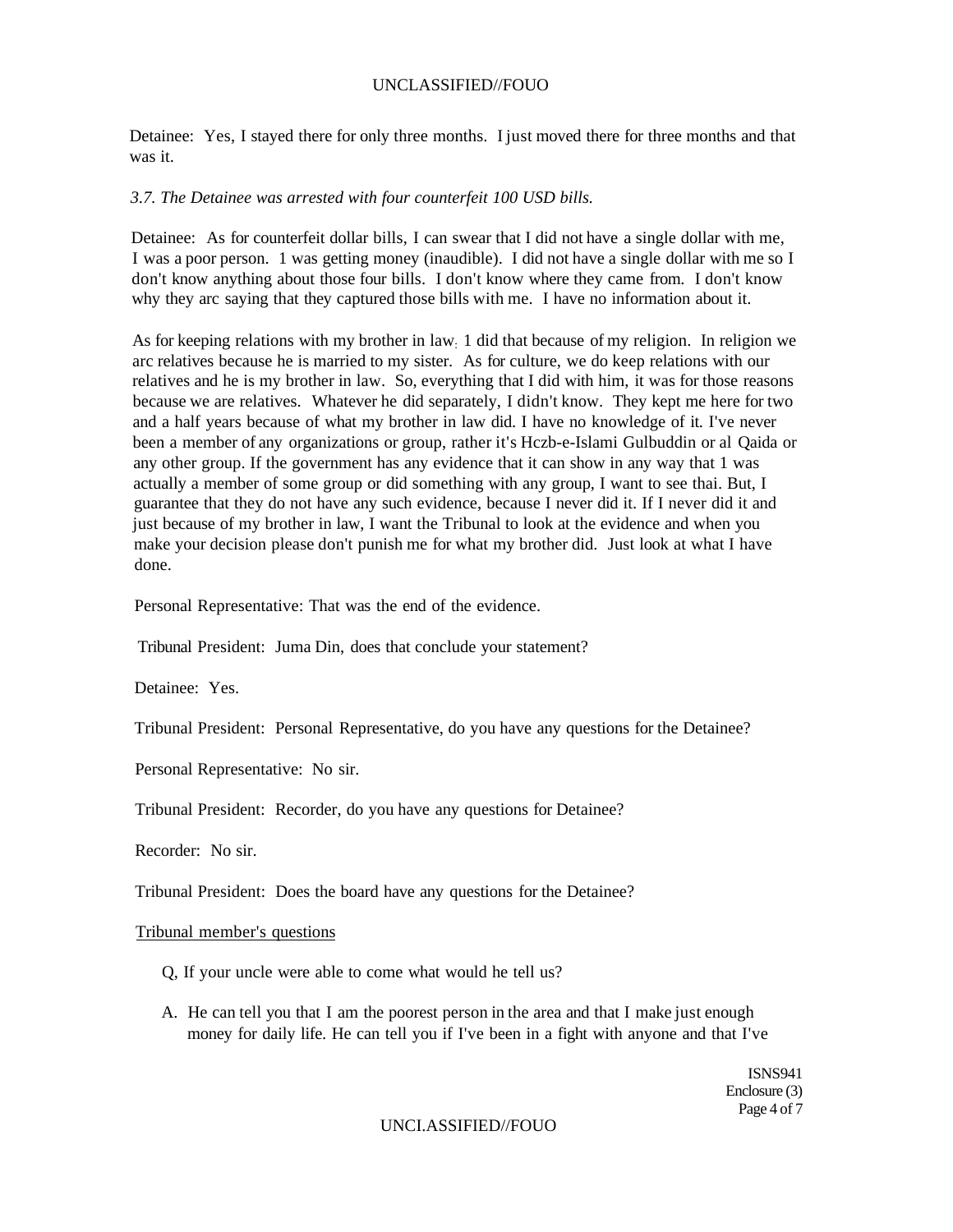Detainee: Yes, I stayed there for only three months. I just moved there for three months and that was it.

*3.7. The Detainee was arrested with four counterfeit 100 USD bills.*

Detainee: As for counterfeit dollar bills, I can swear that I did not have a single dollar with me, I was a poor person. 1 was getting money (inaudible). I did not have a single dollar with me so I don't know anything about those four bills. I don't know where they came from. I don't know why they arc saying that they captured those bills with me. I have no information about it.

As for keeping relations with my brother in law; 1 did that because of my religion. In religion we arc relatives because he is married to my sister. As for culture, we do keep relations with our relatives and he is my brother in law. So, everything that I did with him, it was for those reasons because we are relatives. Whatever he did separately, I didn't know. They kept me here for two and a half years because of what my brother in law did. I have no knowledge of it. I've never been a member of any organizations or group, rather it's Hczb-e-Islami Gulbuddin or al Qaida or any other group. If the government has any evidence that it can show in any way that 1 was actually a member of some group or did something with any group, I want to see thai. But, I guarantee that they do not have any such evidence, because I never did it. If I never did it and just because of my brother in law, I want the Tribunal to look at the evidence and when you make your decision please don't punish me for what my brother did. Just look at what I have done.

Personal Representative: That was the end of the evidence.

Tribunal President: Juma Din, does that conclude your statement?

Detainee: Yes.

Tribunal President: Personal Representative, do you have any questions for the Detainee?

Personal Representative: No sir.

Tribunal President: Recorder, do you have any questions for Detainee?

Recorder: No sir.

Tribunal President: Does the board have any questions for the Detainee?

Tribunal member's questions

Q, If your uncle were able to come what would he tell us?

A. He can tell you that I am the poorest person in the area and that I make just enough money for daily life. He can tell you if I've been in a fight with anyone and that I've

ISNS941
Enclosure (3)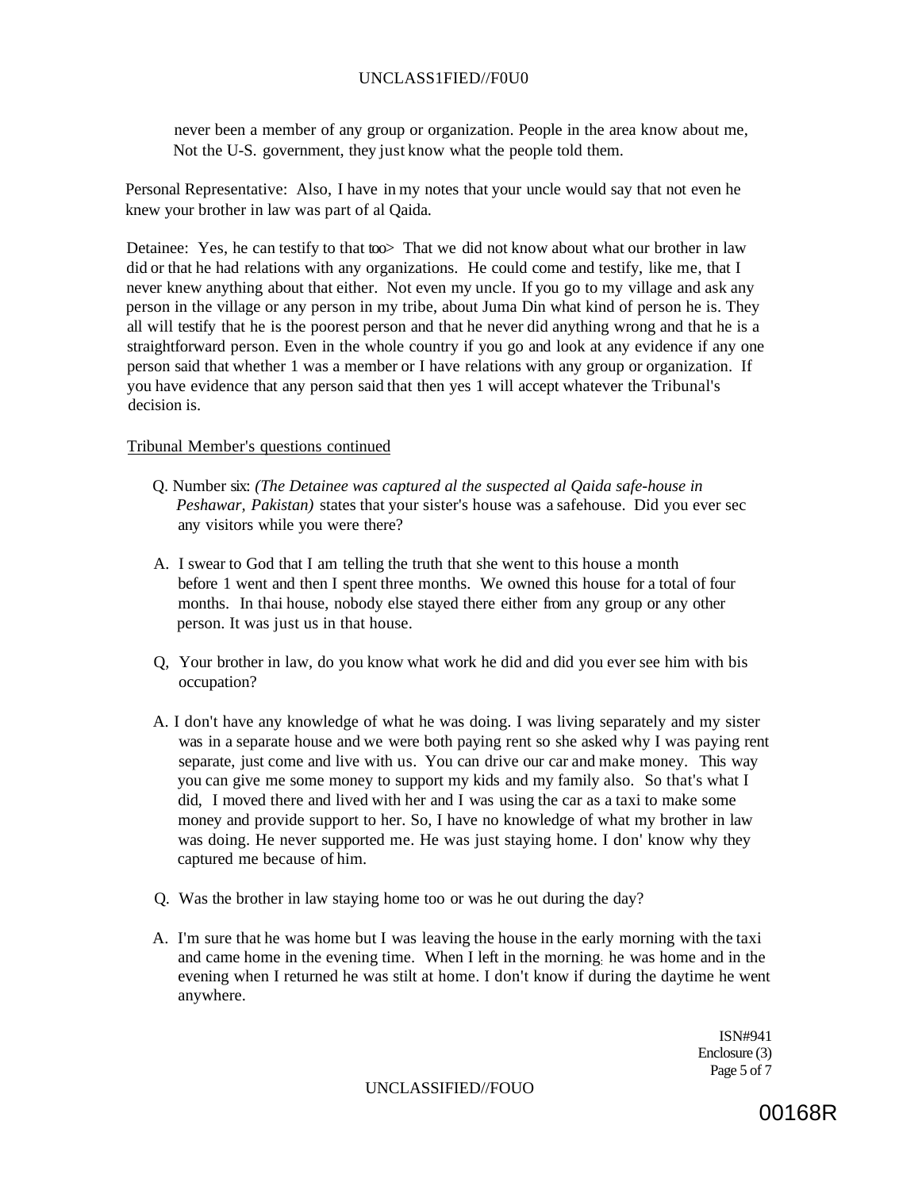never been a member of any group or organization. People in the area know about me, Not the U-S. government, they just know what the people told them.

Personal Representative: Also, I have in my notes that your uncle would say that not even he knew your brother in law was part of al Qaida.

Detainee: Yes, he can testify to that too> That we did not know about what our brother in law did or that he had relations with any organizations. He could come and testify, like me, that I never knew anything about that either. Not even my uncle. If you go to my village and ask any person in the village or any person in my tribe, about Juma Din what kind of person he is. They all will testify that he is the poorest person and that he never did anything wrong and that he is a straightforward person. Even in the whole country if you go and look at any evidence if any one person said that whether 1 was a member or I have relations with any group or organization. If you have evidence that any person said that then yes 1 will accept whatever the Tribunal's decision is.

Tribunal Member's questions continued

Q. Number six: *(The Detainee was captured al the suspected al Qaida safe-house in Peshawar, Pakistan)* states that your sister's house was a safehouse. Did you ever sec any visitors while you were there?

A. I swear to God that I am telling the truth that she went to this house a month before 1 went and then I spent three months. We owned this house for a total of four months. In thai house, nobody else stayed there either from any group or any other person. It was just us in that house.

Q, Your brother in law, do you know what work he did and did you ever see him with bis occupation?

A. I don't have any knowledge of what he was doing. I was living separately and my sister was in a separate house and we were both paying rent so she asked why I was paying rent separate, just come and live with us. You can drive our car and make money. This way you can give me some money to support my kids and my family also. So that's what I did, I moved there and lived with her and I was using the car as a taxi to make some money and provide support to her. So, I have no knowledge of what my brother in law was doing. He never supported me. He was just staying home. I don' know why they captured me because of him.

Q. Was the brother in law staying home too or was he out during the day?

A. I'm sure that he was home but I was leaving the house in the early morning with the taxi and came home in the evening time. When I left in the morning, he was home and in the evening when I returned he was stilt at home. I don't know if during the daytime he went anywhere.

ISN#941
Enclosure (3)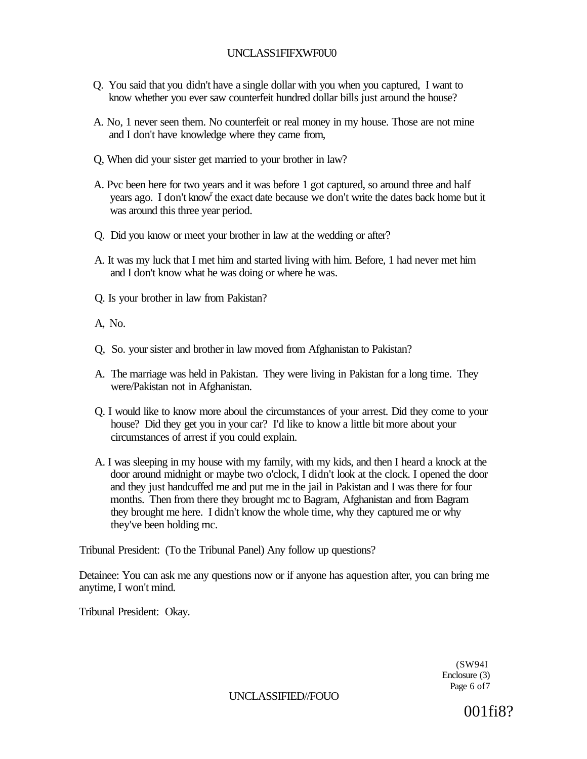Q. You said that you didn't have a single dollar with you when you captured, I want to know whether you ever saw counterfeit hundred dollar bills just around the house?

A. No, 1 never seen them. No counterfeit or real money in my house. Those are not mine and I don't have knowledge where they came from,

Q, When did your sister get married to your brother in law?

A. Pvc been here for two years and it was before 1 got captured, so around three and half years ago. I don't know' the exact date because we don't write the dates back home but it was around this three year period.

Q. Did you know or meet your brother in law at the wedding or after?

A. It was my luck that I met him and started living with him. Before, 1 had never met him and I don't know what he was doing or where he was.

Q. Is your brother in law from Pakistan?

A, No.

Q, So. your sister and brother in law moved from Afghanistan to Pakistan?

A. The marriage was held in Pakistan. They were living in Pakistan for a long time. They were/Pakistan not in Afghanistan.

Q. I would like to know more aboul the circumstances of your arrest. Did they come to your house? Did they get you in your car? I'd like to know a little bit more about your circumstances of arrest if you could explain.

A. I was sleeping in my house with my family, with my kids, and then I heard a knock at the door around midnight or maybe two o'clock, I didn't look at the clock. I opened the door and they just handcuffed me and put me in the jail in Pakistan and I was there for four months. Then from there they brought mc to Bagram, Afghanistan and from Bagram they brought me here. I didn't know the whole time, why they captured me or why they've been holding mc.

Tribunal President: (To the Tribunal Panel) Any follow up questions?

Detainee: You can ask me any questions now or if anyone has aquestion after, you can bring me anytime, I won't mind.

Tribunal President: Okay.

(SW94I
Enclosure (3)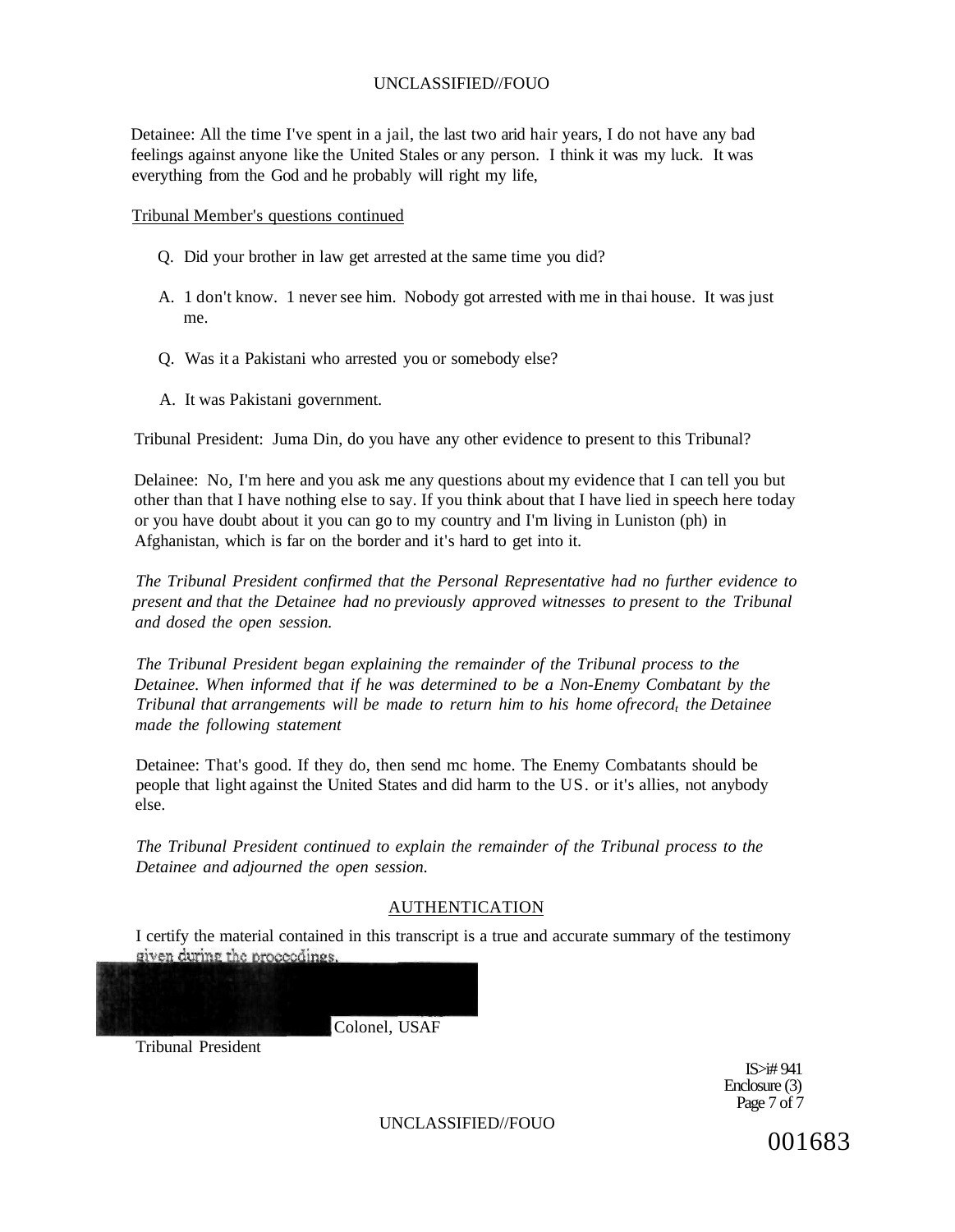Detainee: All the time I've spent in a jail, the last two arid hair years, I do not have any bad feelings against anyone like the United States or any person. I think it was my luck. It was everything from the God and he probably will right my life,

Tribunal Member's questions continued

Q. Did your brother in law get arrested at the same time you did?

A. 1 don't know. 1 never see him. Nobody got arrested with me in thai house. It was just me.

Q. Was it a Pakistani who arrested you or somebody else?

A. It was Pakistani government.

Tribunal President: Juma Din, do you have any other evidence to present to this Tribunal?

Delainee: No, I'm here and you ask me any questions about my evidence that I can tell you but other than that I have nothing else to say. If you think about that I have lied in speech here today or you have doubt about it you can go to my country and I'm living in Luniston (ph) in Afghanistan, which is far on the border and it's hard to get into it.

*The Tribunal President confirmed that the Personal Representative had no further evidence to present and that the Detainee had no previously approved witnesses to present to the Tribunal and dosed the open session.*

*The Tribunal President began explaining the remainder of the Tribunal process to the Detainee. When informed that if he was determined to be a Non-Enemy Combatant by the Tribunal that arrangements will be made to return him to his home ofrecord, the Detainee made the following statement*

Detainee: That's good. If they do, then send mc home. The Enemy Combatants should be people that light against the United States and did harm to the US. or it's allies, not anybody else.

*The Tribunal President continued to explain the remainder of the Tribunal process to the Detainee and adjourned the open session.*

## AUTHENTICATION

I certify the material contained in this transcript is a true and accurate summary of the testimony given during the proceedings.

Colonel, USAF
Tribunal President

IS>i# 941
Enclosure (3)

001683